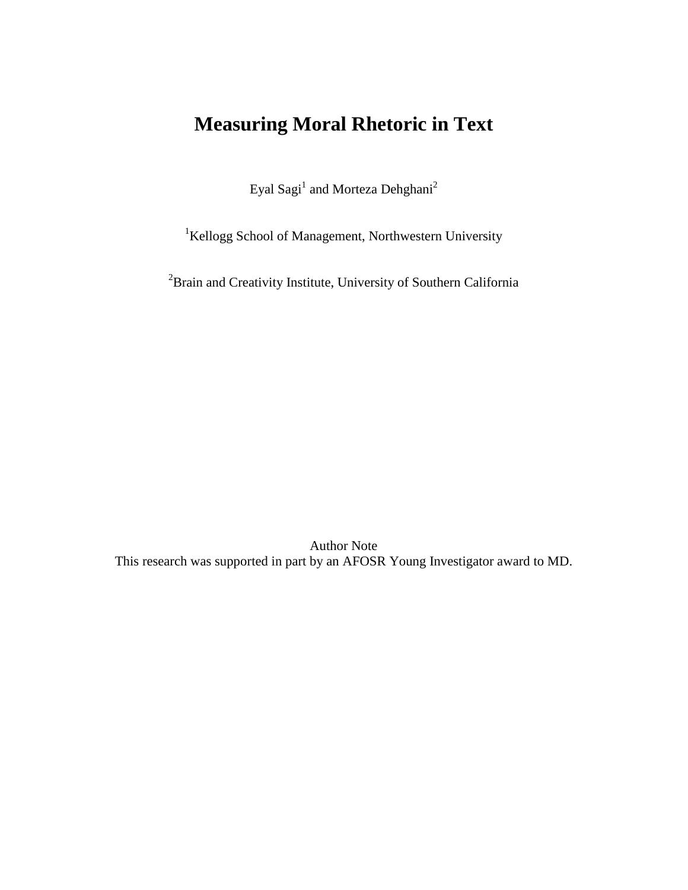# Measuring Moral Rhetoric in Text

Eyal Sagi[1] and Morteza Dehghani[2]

[1]Kellogg School of Management, Northwestern University

[2]Brain and Creativity Institute, University of Southern California

Author Note

This research was supported in part by an AFOSR Young Investigator award to MD.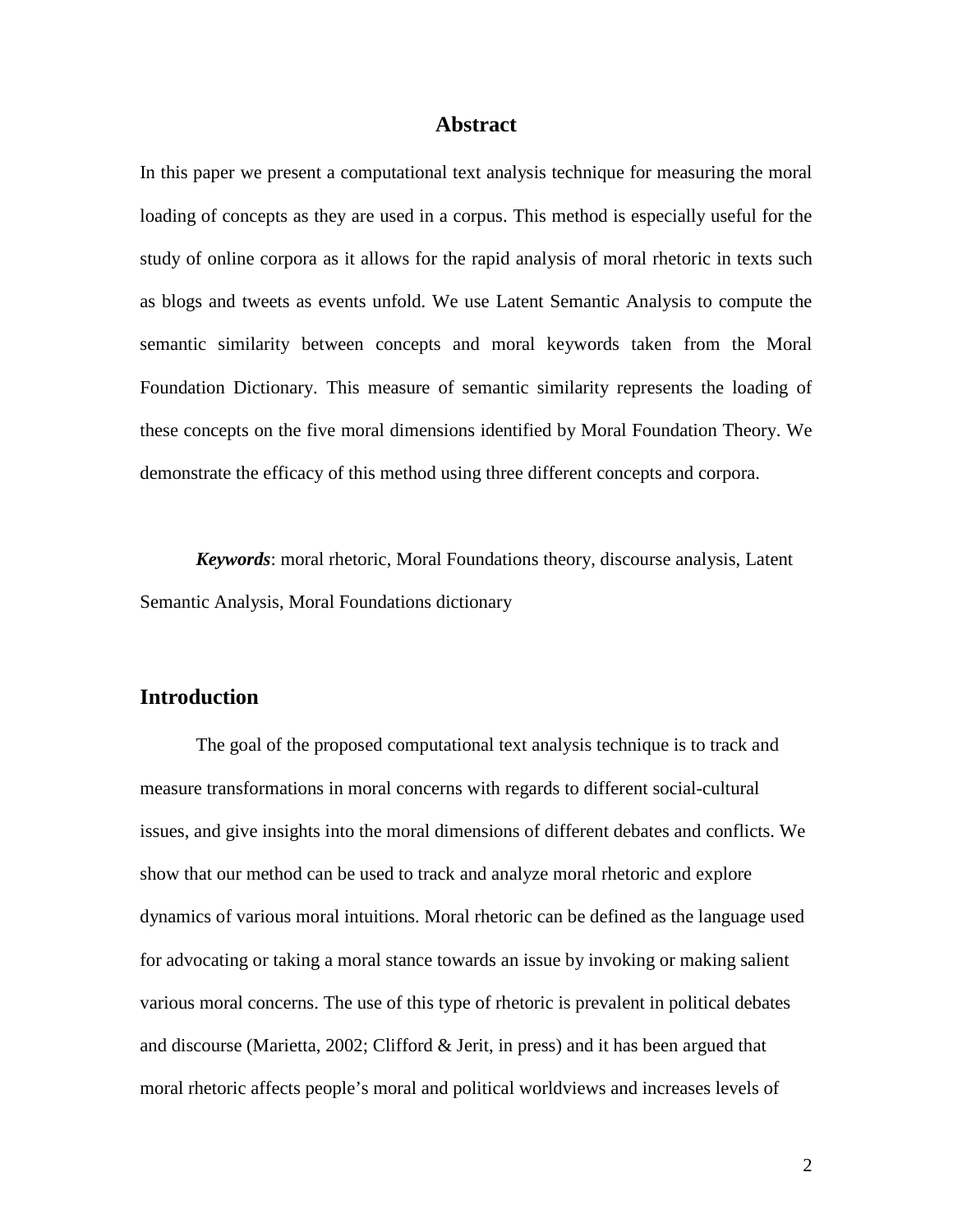## Abstract

In this paper we present a computational text analysis technique for measuring the moral loading of concepts as they are used in a corpus. This method is especially useful for the study of online corpora as it allows for the rapid analysis of moral rhetoric in texts such as blogs and tweets as events unfold. We use Latent Semantic Analysis to compute the semantic similarity between concepts and moral keywords taken from the Moral Foundation Dictionary. This measure of semantic similarity represents the loading of these concepts on the five moral dimensions identified by Moral Foundation Theory. We demonstrate the efficacy of this method using three different concepts and corpora.

***Keywords***: moral rhetoric, Moral Foundations theory, discourse analysis, Latent Semantic Analysis, Moral Foundations dictionary

## Introduction

The goal of the proposed computational text analysis technique is to track and measure transformations in moral concerns with regards to different social-cultural issues, and give insights into the moral dimensions of different debates and conflicts. We show that our method can be used to track and analyze moral rhetoric and explore dynamics of various moral intuitions. Moral rhetoric can be defined as the language used for advocating or taking a moral stance towards an issue by invoking or making salient various moral concerns. The use of this type of rhetoric is prevalent in political debates and discourse (Marietta, 2002; Clifford & Jerit, in press) and it has been argued that moral rhetoric affects people's moral and political worldviews and increases levels of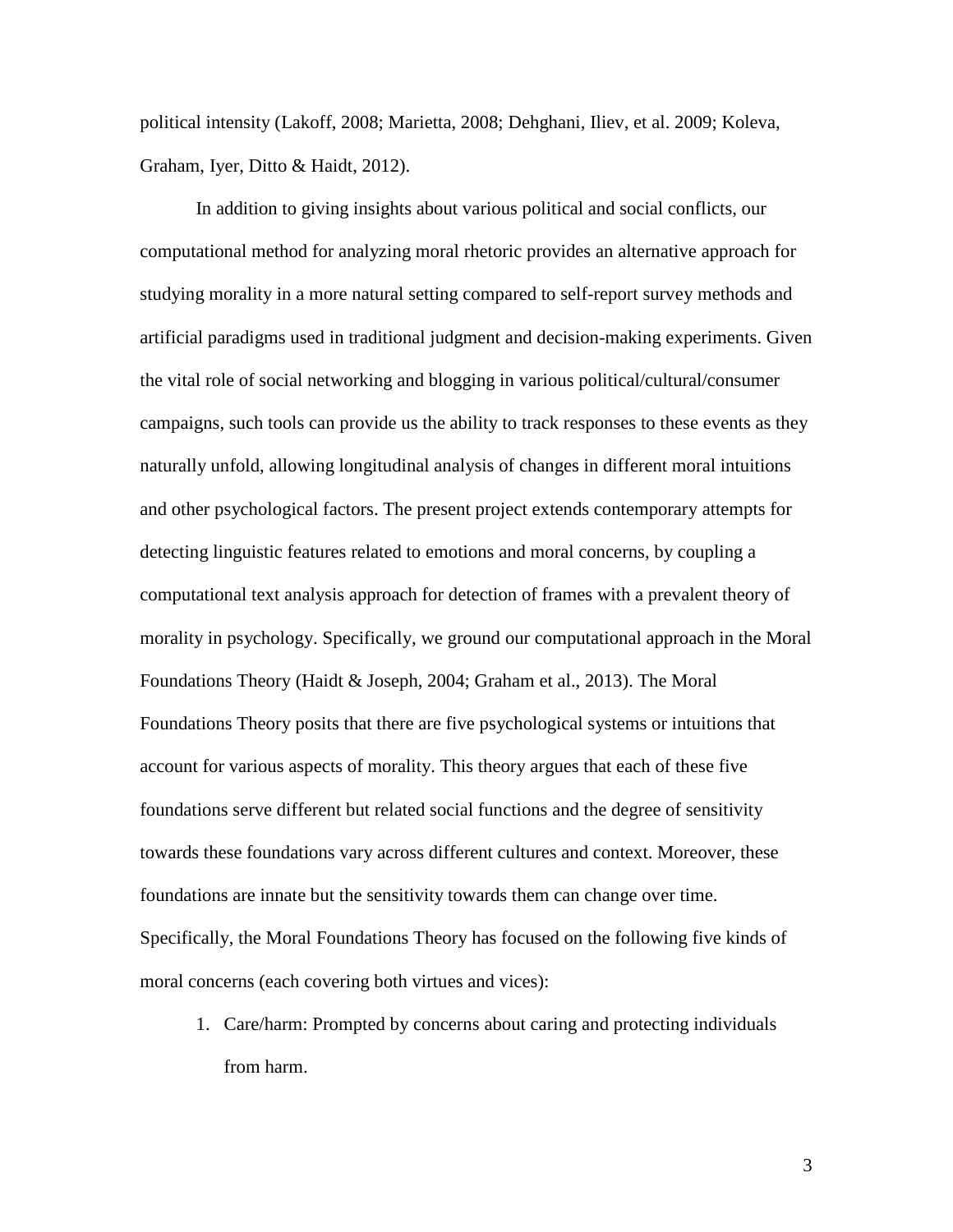political intensity (Lakoff, 2008; Marietta, 2008; Dehghani, Iliev, et al. 2009; Koleva, Graham, Iyer, Ditto & Haidt, 2012).

In addition to giving insights about various political and social conflicts, our computational method for analyzing moral rhetoric provides an alternative approach for studying morality in a more natural setting compared to self-report survey methods and artificial paradigms used in traditional judgment and decision-making experiments. Given the vital role of social networking and blogging in various political/cultural/consumer campaigns, such tools can provide us the ability to track responses to these events as they naturally unfold, allowing longitudinal analysis of changes in different moral intuitions and other psychological factors. The present project extends contemporary attempts for detecting linguistic features related to emotions and moral concerns, by coupling a computational text analysis approach for detection of frames with a prevalent theory of morality in psychology. Specifically, we ground our computational approach in the Moral Foundations Theory (Haidt & Joseph, 2004; Graham et al., 2013). The Moral Foundations Theory posits that there are five psychological systems or intuitions that account for various aspects of morality. This theory argues that each of these five foundations serve different but related social functions and the degree of sensitivity towards these foundations vary across different cultures and context. Moreover, these foundations are innate but the sensitivity towards them can change over time. Specifically, the Moral Foundations Theory has focused on the following five kinds of moral concerns (each covering both virtues and vices):

1. Care/harm: Prompted by concerns about caring and protecting individuals from harm.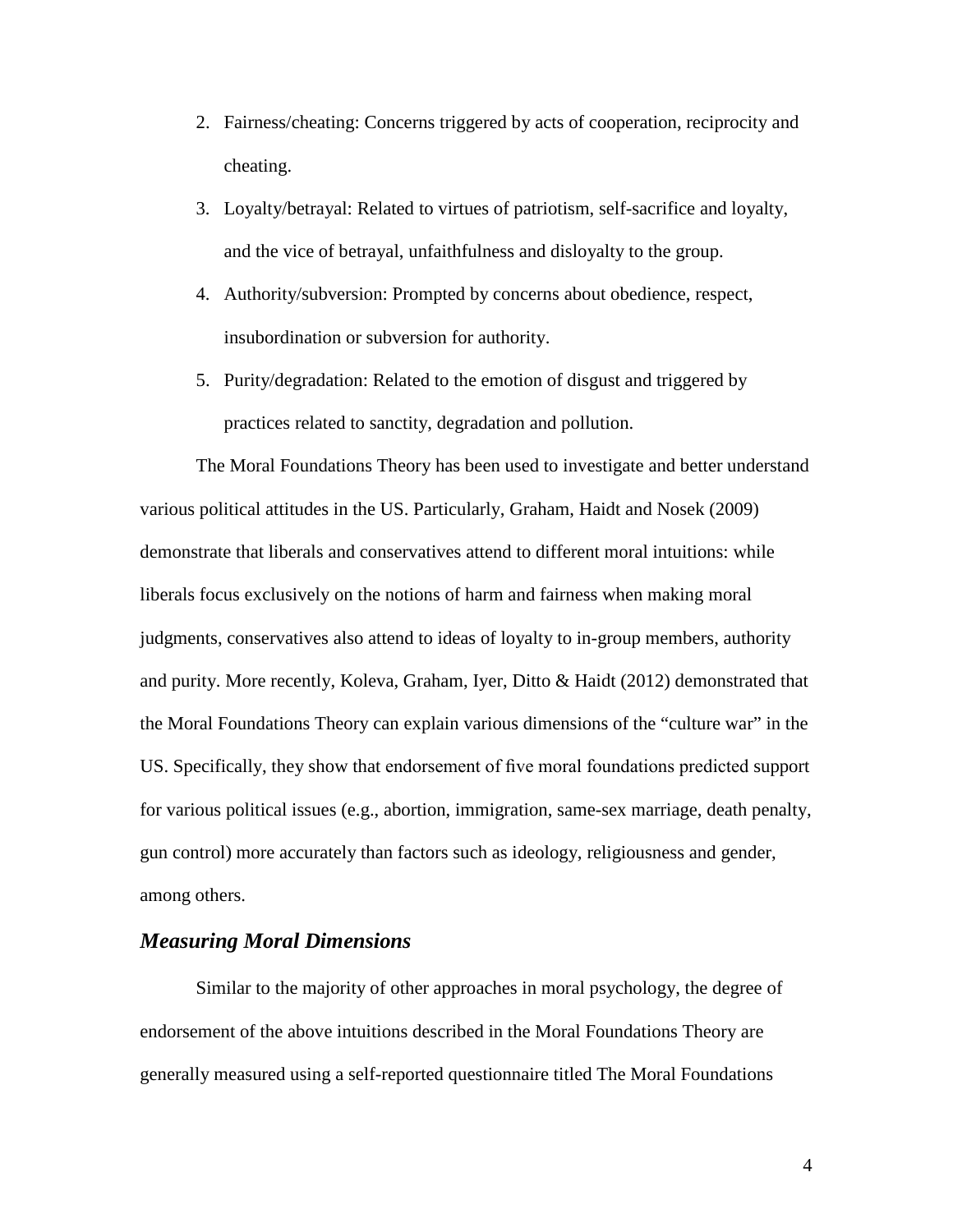2. Fairness/cheating: Concerns triggered by acts of cooperation, reciprocity and cheating.
3. Loyalty/betrayal: Related to virtues of patriotism, self-sacrifice and loyalty, and the vice of betrayal, unfaithfulness and disloyalty to the group.
4. Authority/subversion: Prompted by concerns about obedience, respect, insubordination or subversion for authority.
5. Purity/degradation: Related to the emotion of disgust and triggered by practices related to sanctity, degradation and pollution.

The Moral Foundations Theory has been used to investigate and better understand various political attitudes in the US. Particularly, Graham, Haidt and Nosek (2009) demonstrate that liberals and conservatives attend to different moral intuitions: while liberals focus exclusively on the notions of harm and fairness when making moral judgments, conservatives also attend to ideas of loyalty to in-group members, authority and purity. More recently, Koleva, Graham, Iyer, Ditto & Haidt (2012) demonstrated that the Moral Foundations Theory can explain various dimensions of the "culture war" in the US. Specifically, they show that endorsement of five moral foundations predicted support for various political issues (e.g., abortion, immigration, same-sex marriage, death penalty, gun control) more accurately than factors such as ideology, religiousness and gender, among others.

### *Measuring Moral Dimensions*

Similar to the majority of other approaches in moral psychology, the degree of endorsement of the above intuitions described in the Moral Foundations Theory are generally measured using a self-reported questionnaire titled The Moral Foundations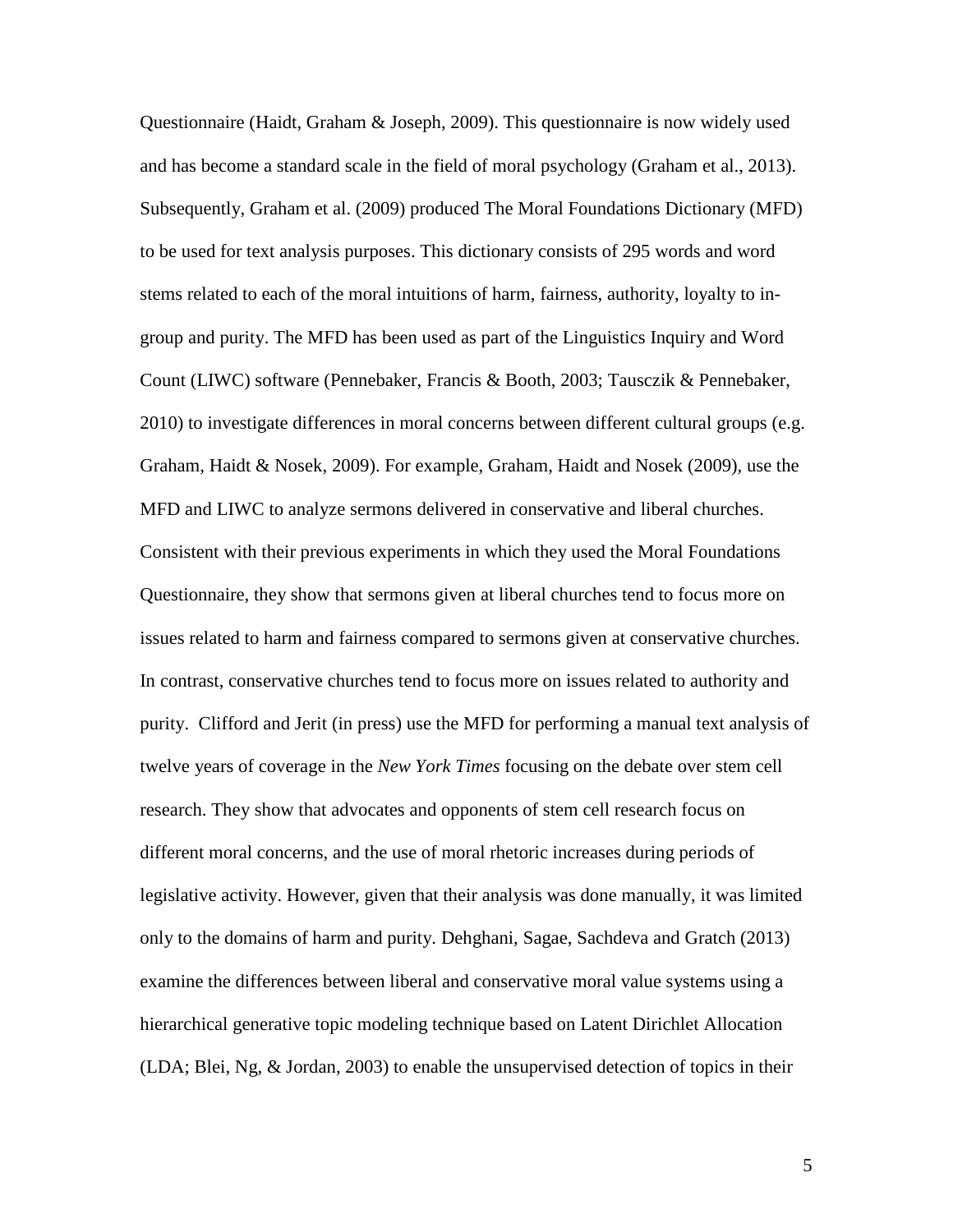Questionnaire (Haidt, Graham & Joseph, 2009). This questionnaire is now widely used and has become a standard scale in the field of moral psychology (Graham et al., 2013). Subsequently, Graham et al. (2009) produced The Moral Foundations Dictionary (MFD) to be used for text analysis purposes. This dictionary consists of 295 words and word stems related to each of the moral intuitions of harm, fairness, authority, loyalty to in-group and purity. The MFD has been used as part of the Linguistics Inquiry and Word Count (LIWC) software (Pennebaker, Francis & Booth, 2003; Tausczik & Pennebaker, 2010) to investigate differences in moral concerns between different cultural groups (e.g. Graham, Haidt & Nosek, 2009). For example, Graham, Haidt and Nosek (2009), use the MFD and LIWC to analyze sermons delivered in conservative and liberal churches. Consistent with their previous experiments in which they used the Moral Foundations Questionnaire, they show that sermons given at liberal churches tend to focus more on issues related to harm and fairness compared to sermons given at conservative churches. In contrast, conservative churches tend to focus more on issues related to authority and purity. Clifford and Jerit (in press) use the MFD for performing a manual text analysis of twelve years of coverage in the *New York Times* focusing on the debate over stem cell research. They show that advocates and opponents of stem cell research focus on different moral concerns, and the use of moral rhetoric increases during periods of legislative activity. However, given that their analysis was done manually, it was limited only to the domains of harm and purity. Dehghani, Sagae, Sachdeva and Gratch (2013) examine the differences between liberal and conservative moral value systems using a hierarchical generative topic modeling technique based on Latent Dirichlet Allocation (LDA; Blei, Ng, & Jordan, 2003) to enable the unsupervised detection of topics in their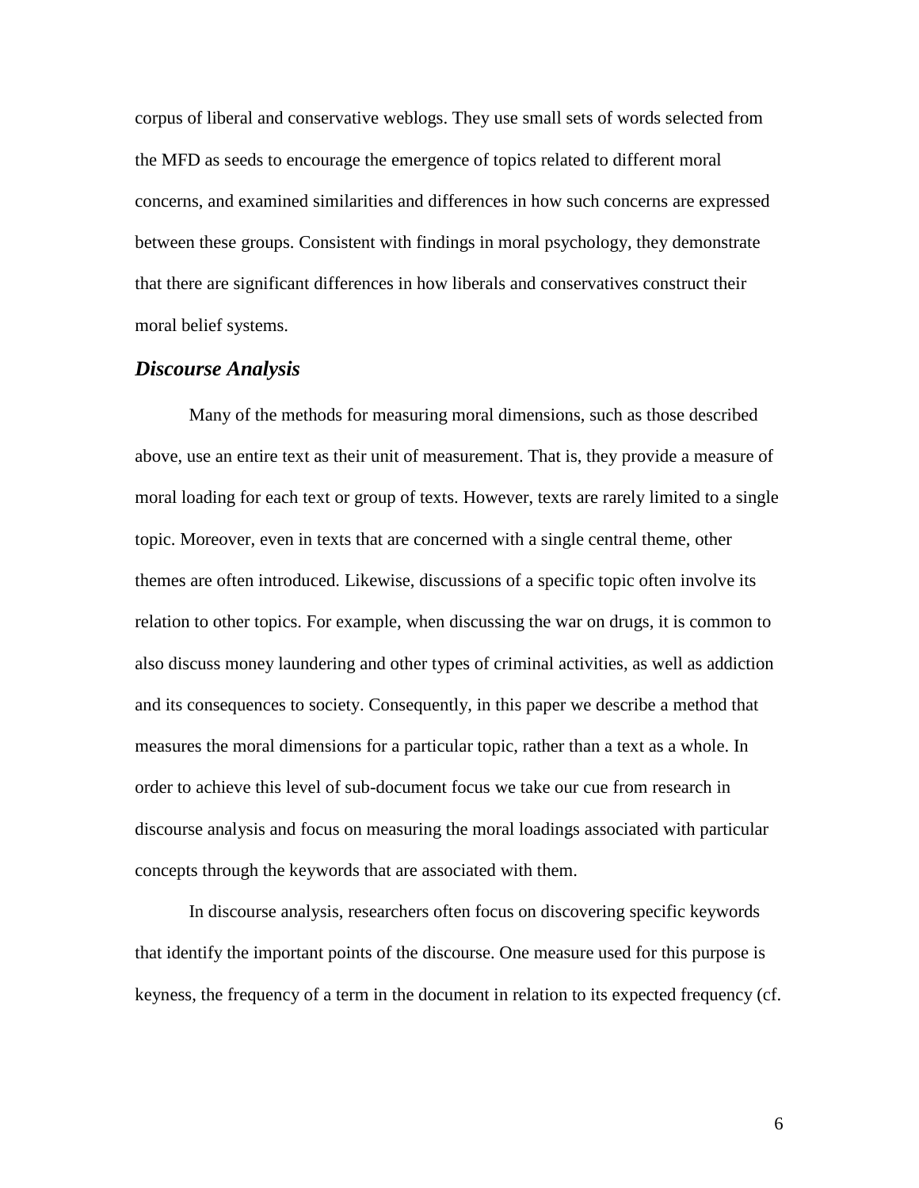corpus of liberal and conservative weblogs. They use small sets of words selected from the MFD as seeds to encourage the emergence of topics related to different moral concerns, and examined similarities and differences in how such concerns are expressed between these groups. Consistent with findings in moral psychology, they demonstrate that there are significant differences in how liberals and conservatives construct their moral belief systems.

### *Discourse Analysis*

Many of the methods for measuring moral dimensions, such as those described above, use an entire text as their unit of measurement. That is, they provide a measure of moral loading for each text or group of texts. However, texts are rarely limited to a single topic. Moreover, even in texts that are concerned with a single central theme, other themes are often introduced. Likewise, discussions of a specific topic often involve its relation to other topics. For example, when discussing the war on drugs, it is common to also discuss money laundering and other types of criminal activities, as well as addiction and its consequences to society. Consequently, in this paper we describe a method that measures the moral dimensions for a particular topic, rather than a text as a whole. In order to achieve this level of sub-document focus we take our cue from research in discourse analysis and focus on measuring the moral loadings associated with particular concepts through the keywords that are associated with them.

In discourse analysis, researchers often focus on discovering specific keywords that identify the important points of the discourse. One measure used for this purpose is keyness, the frequency of a term in the document in relation to its expected frequency (cf.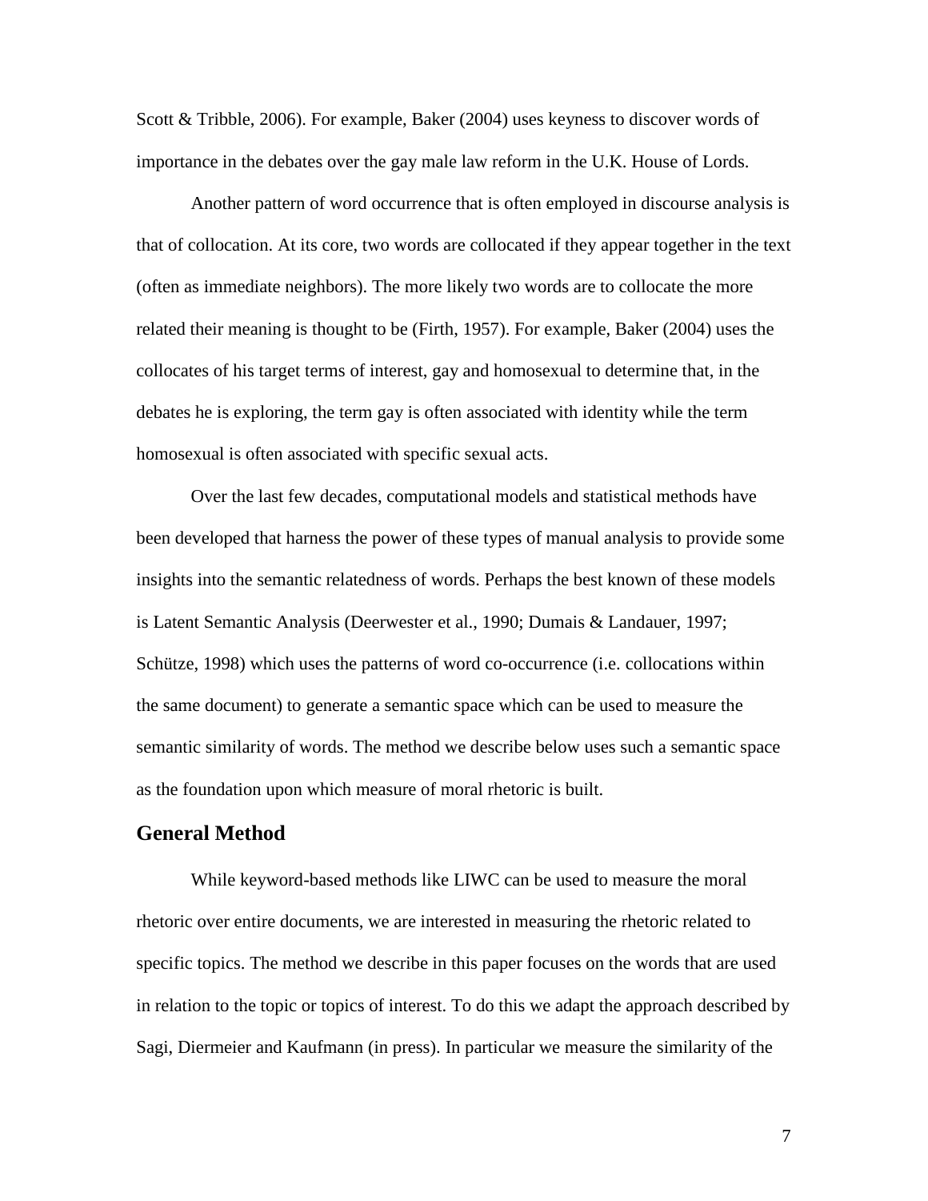Scott & Tribble, 2006). For example, Baker (2004) uses keyness to discover words of importance in the debates over the gay male law reform in the U.K. House of Lords.

Another pattern of word occurrence that is often employed in discourse analysis is that of collocation. At its core, two words are collocated if they appear together in the text (often as immediate neighbors). The more likely two words are to collocate the more related their meaning is thought to be (Firth, 1957). For example, Baker (2004) uses the collocates of his target terms of interest, gay and homosexual to determine that, in the debates he is exploring, the term gay is often associated with identity while the term homosexual is often associated with specific sexual acts.

Over the last few decades, computational models and statistical methods have been developed that harness the power of these types of manual analysis to provide some insights into the semantic relatedness of words. Perhaps the best known of these models is Latent Semantic Analysis (Deerwester et al., 1990; Dumais & Landauer, 1997; Schütze, 1998) which uses the patterns of word co-occurrence (i.e. collocations within the same document) to generate a semantic space which can be used to measure the semantic similarity of words. The method we describe below uses such a semantic space as the foundation upon which measure of moral rhetoric is built.

## General Method

While keyword-based methods like LIWC can be used to measure the moral rhetoric over entire documents, we are interested in measuring the rhetoric related to specific topics. The method we describe in this paper focuses on the words that are used in relation to the topic or topics of interest. To do this we adapt the approach described by Sagi, Diermeier and Kaufmann (in press). In particular we measure the similarity of the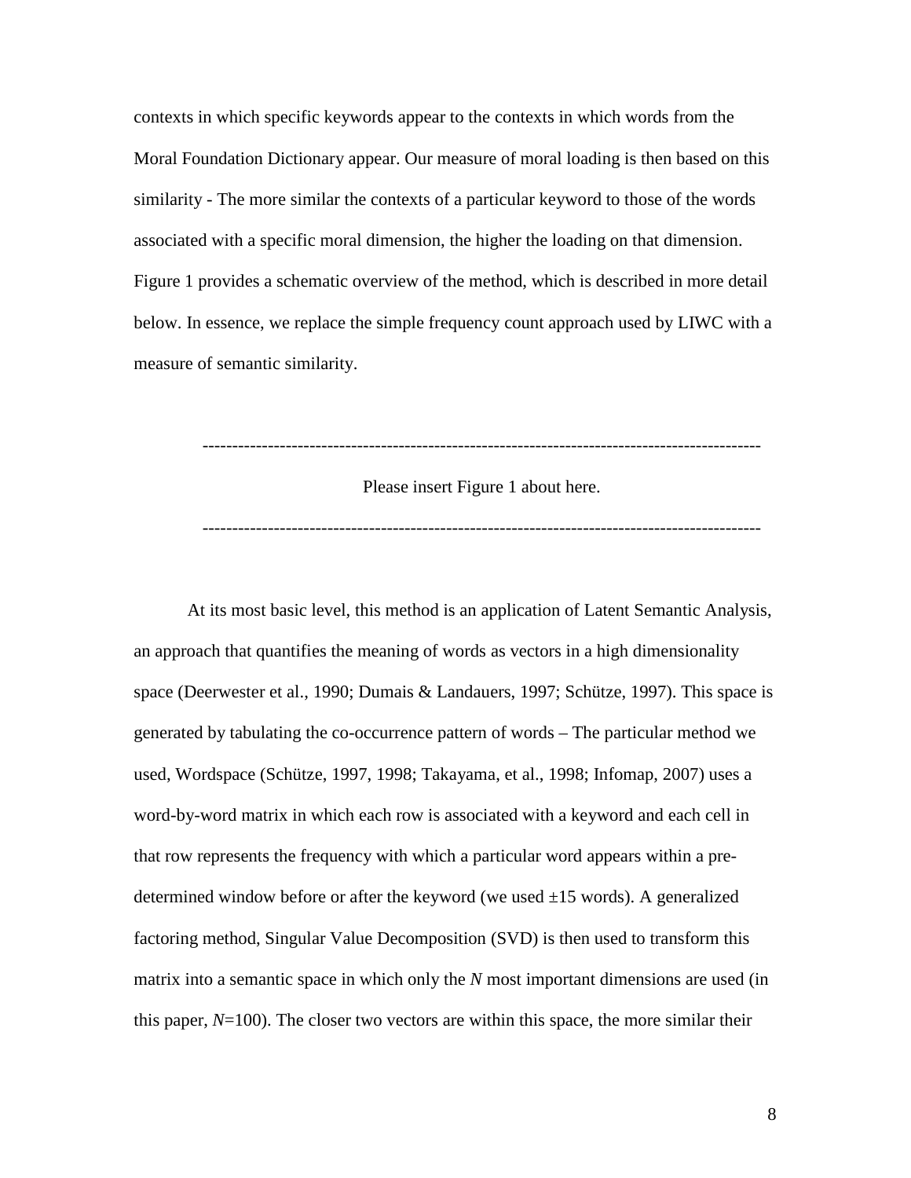contexts in which specific keywords appear to the contexts in which words from the Moral Foundation Dictionary appear. Our measure of moral loading is then based on this similarity - The more similar the contexts of a particular keyword to those of the words associated with a specific moral dimension, the higher the loading on that dimension. Figure 1 provides a schematic overview of the method, which is described in more detail below. In essence, we replace the simple frequency count approach used by LIWC with a measure of semantic similarity.

---

Please insert Figure 1 about here.

---

At its most basic level, this method is an application of Latent Semantic Analysis, an approach that quantifies the meaning of words as vectors in a high dimensionality space (Deerwester et al., 1990; Dumais & Landauers, 1997; Schütze, 1997). This space is generated by tabulating the co-occurrence pattern of words – The particular method we used, Wordspace (Schütze, 1997, 1998; Takayama, et al., 1998; Infomap, 2007) uses a word-by-word matrix in which each row is associated with a keyword and each cell in that row represents the frequency with which a particular word appears within a pre-determined window before or after the keyword (we used ±15 words). A generalized factoring method, Singular Value Decomposition (SVD) is then used to transform this matrix into a semantic space in which only the $N$ most important dimensions are used (in this paper, $N$=100). The closer two vectors are within this space, the more similar their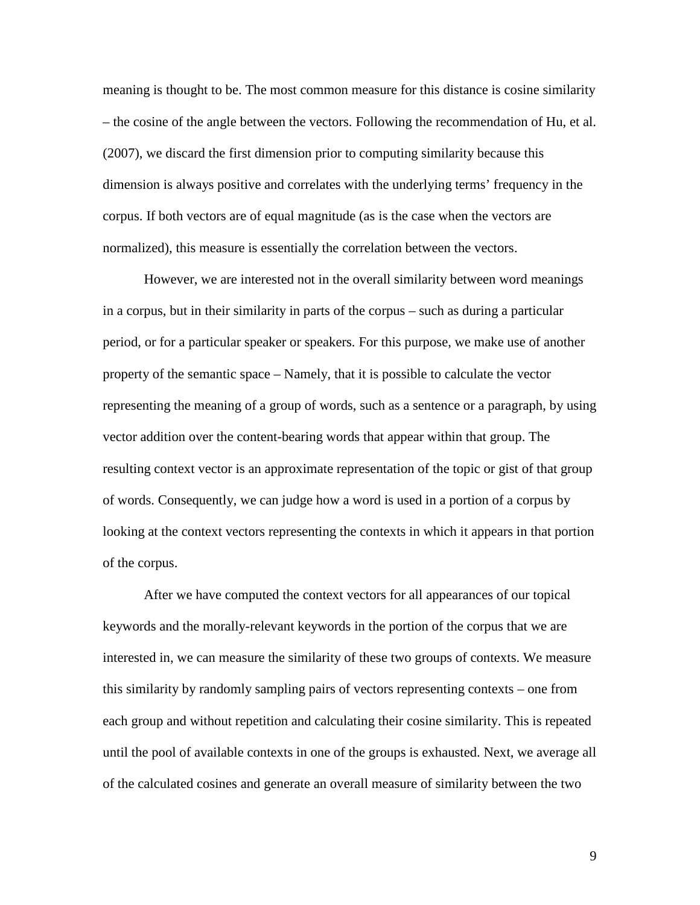meaning is thought to be. The most common measure for this distance is cosine similarity – the cosine of the angle between the vectors. Following the recommendation of Hu, et al. (2007), we discard the first dimension prior to computing similarity because this dimension is always positive and correlates with the underlying terms' frequency in the corpus. If both vectors are of equal magnitude (as is the case when the vectors are normalized), this measure is essentially the correlation between the vectors.

However, we are interested not in the overall similarity between word meanings in a corpus, but in their similarity in parts of the corpus – such as during a particular period, or for a particular speaker or speakers. For this purpose, we make use of another property of the semantic space – Namely, that it is possible to calculate the vector representing the meaning of a group of words, such as a sentence or a paragraph, by using vector addition over the content-bearing words that appear within that group. The resulting context vector is an approximate representation of the topic or gist of that group of words. Consequently, we can judge how a word is used in a portion of a corpus by looking at the context vectors representing the contexts in which it appears in that portion of the corpus.

After we have computed the context vectors for all appearances of our topical keywords and the morally-relevant keywords in the portion of the corpus that we are interested in, we can measure the similarity of these two groups of contexts. We measure this similarity by randomly sampling pairs of vectors representing contexts – one from each group and without repetition and calculating their cosine similarity. This is repeated until the pool of available contexts in one of the groups is exhausted. Next, we average all of the calculated cosines and generate an overall measure of similarity between the two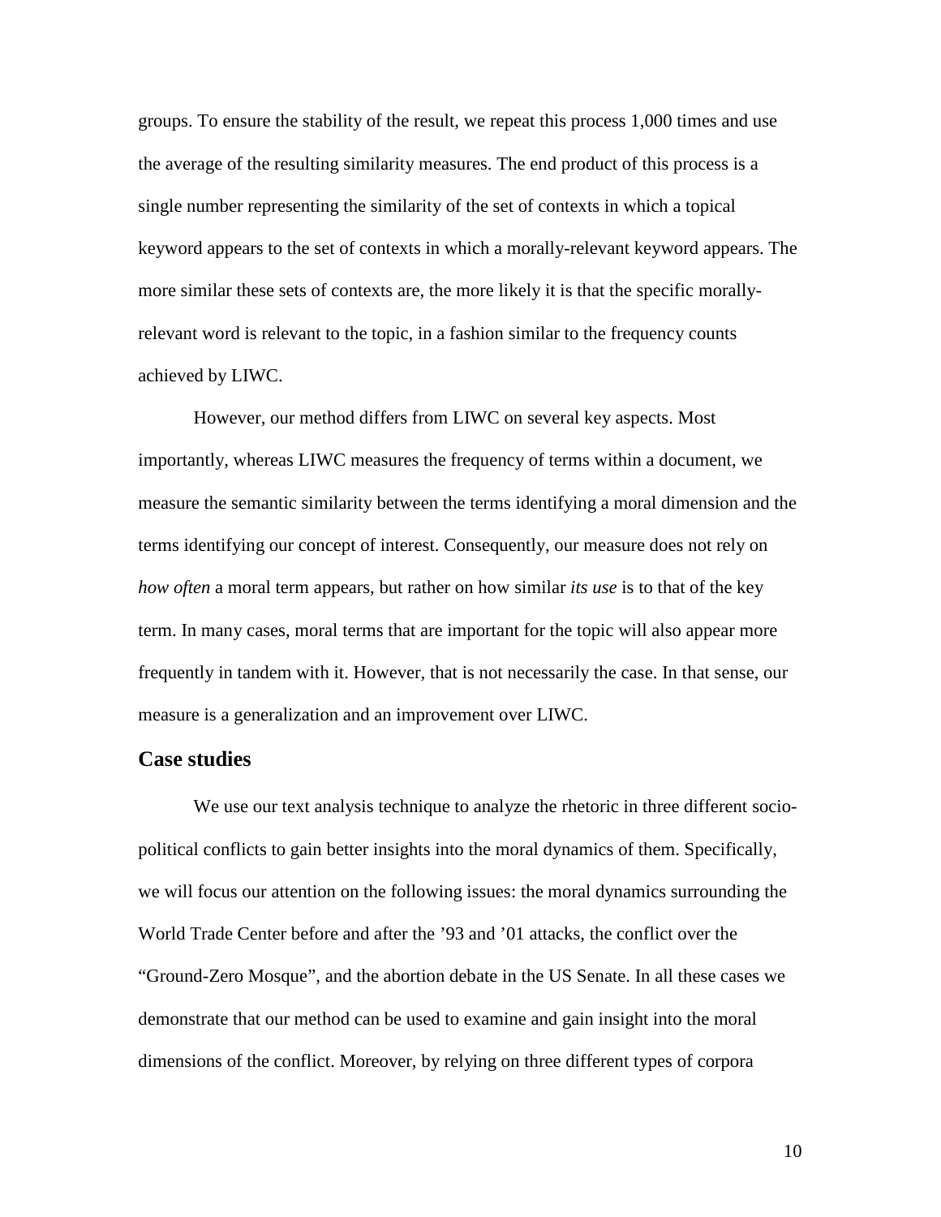groups. To ensure the stability of the result, we repeat this process 1,000 times and use the average of the resulting similarity measures. The end product of this process is a single number representing the similarity of the set of contexts in which a topical keyword appears to the set of contexts in which a morally-relevant keyword appears. The more similar these sets of contexts are, the more likely it is that the specific morally-relevant word is relevant to the topic, in a fashion similar to the frequency counts achieved by LIWC.

However, our method differs from LIWC on several key aspects. Most importantly, whereas LIWC measures the frequency of terms within a document, we measure the semantic similarity between the terms identifying a moral dimension and the terms identifying our concept of interest. Consequently, our measure does not rely on *how often* a moral term appears, but rather on how similar *its use* is to that of the key term. In many cases, moral terms that are important for the topic will also appear more frequently in tandem with it. However, that is not necessarily the case. In that sense, our measure is a generalization and an improvement over LIWC.

## Case studies

We use our text analysis technique to analyze the rhetoric in three different socio-political conflicts to gain better insights into the moral dynamics of them. Specifically, we will focus our attention on the following issues: the moral dynamics surrounding the World Trade Center before and after the ’93 and ’01 attacks, the conflict over the “Ground-Zero Mosque”, and the abortion debate in the US Senate. In all these cases we demonstrate that our method can be used to examine and gain insight into the moral dimensions of the conflict. Moreover, by relying on three different types of corpora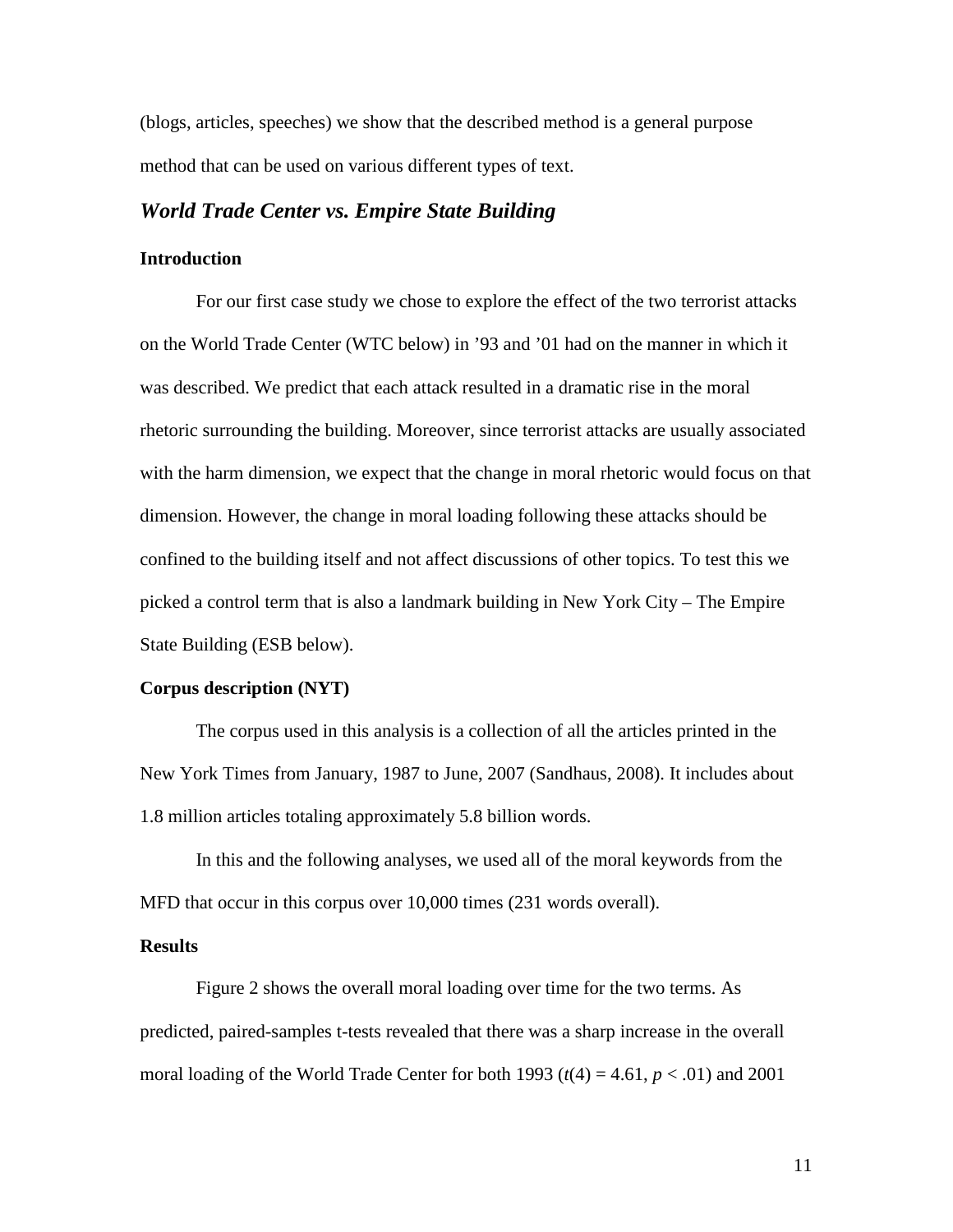(blogs, articles, speeches) we show that the described method is a general purpose method that can be used on various different types of text.

## *World Trade Center vs. Empire State Building*

### Introduction

For our first case study we chose to explore the effect of the two terrorist attacks on the World Trade Center (WTC below) in ’93 and ’01 had on the manner in which it was described. We predict that each attack resulted in a dramatic rise in the moral rhetoric surrounding the building. Moreover, since terrorist attacks are usually associated with the harm dimension, we expect that the change in moral rhetoric would focus on that dimension. However, the change in moral loading following these attacks should be confined to the building itself and not affect discussions of other topics. To test this we picked a control term that is also a landmark building in New York City – The Empire State Building (ESB below).

### Corpus description (NYT)

The corpus used in this analysis is a collection of all the articles printed in the New York Times from January, 1987 to June, 2007 (Sandhaus, 2008). It includes about 1.8 million articles totaling approximately 5.8 billion words.

In this and the following analyses, we used all of the moral keywords from the MFD that occur in this corpus over 10,000 times (231 words overall).

### Results

Figure 2 shows the overall moral loading over time for the two terms. As predicted, paired-samples t-tests revealed that there was a sharp increase in the overall moral loading of the World Trade Center for both 1993 ($t(4) = 4.61$, $p < .01$) and 2001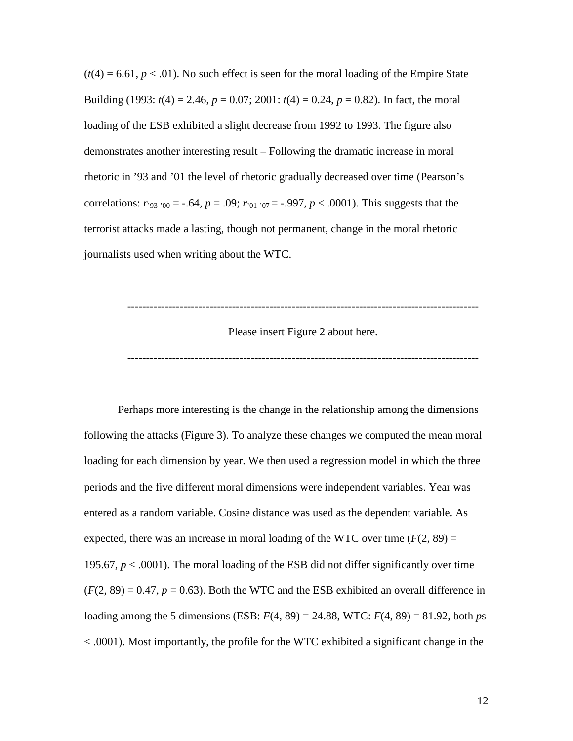($t(4) = 6.61$, $p < .01$). No such effect is seen for the moral loading of the Empire State Building (1993: $t(4) = 2.46$, $p = 0.07$; 2001: $t(4) = 0.24$, $p = 0.82$). In fact, the moral loading of the ESB exhibited a slight decrease from 1992 to 1993. The figure also demonstrates another interesting result – Following the dramatic increase in moral rhetoric in ’93 and ’01 the level of rhetoric gradually decreased over time (Pearson’s correlations: $r_{’93-’00} = -.64$, $p = .09$; $r_{’01-’07} = -.997$, $p < .0001$). This suggests that the terrorist attacks made a lasting, though not permanent, change in the moral rhetoric journalists used when writing about the WTC.

---

Please insert Figure 2 about here.

---

Perhaps more interesting is the change in the relationship among the dimensions following the attacks (Figure 3). To analyze these changes we computed the mean moral loading for each dimension by year. We then used a regression model in which the three periods and the five different moral dimensions were independent variables. Year was entered as a random variable. Cosine distance was used as the dependent variable. As expected, there was an increase in moral loading of the WTC over time ($F(2, 89) = 195.67$, $p < .0001$). The moral loading of the ESB did not differ significantly over time ($F(2, 89) = 0.47$, $p = 0.63$). Both the WTC and the ESB exhibited an overall difference in loading among the 5 dimensions (ESB: $F(4, 89) = 24.88$, WTC: $F(4, 89) = 81.92$, both $p$s $< .0001$). Most importantly, the profile for the WTC exhibited a significant change in the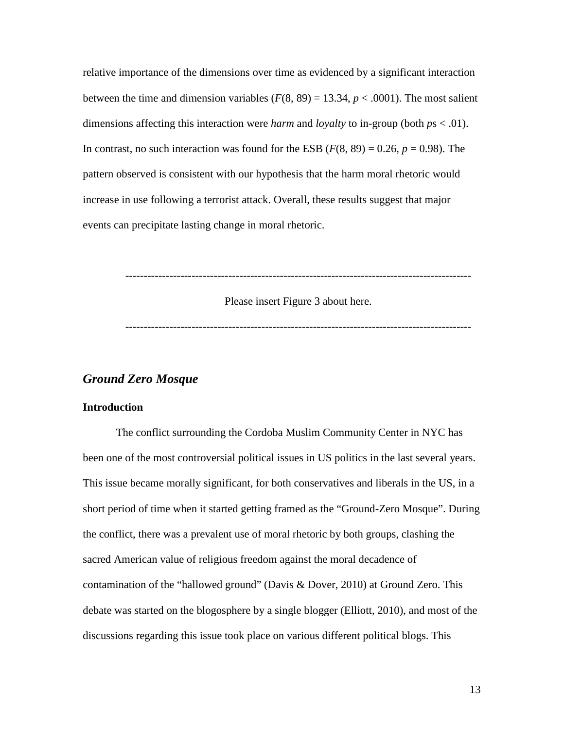relative importance of the dimensions over time as evidenced by a significant interaction between the time and dimension variables ($F(8, 89) = 13.34$, $p < .0001$). The most salient dimensions affecting this interaction were *harm* and *loyalty* to in-group (both $p$s $< .01$). In contrast, no such interaction was found for the ESB ($F(8, 89) = 0.26$, $p = 0.98$). The pattern observed is consistent with our hypothesis that the harm moral rhetoric would increase in use following a terrorist attack. Overall, these results suggest that major events can precipitate lasting change in moral rhetoric.

---

Please insert Figure 3 about here.

---

## *Ground Zero Mosque*

### Introduction

The conflict surrounding the Cordoba Muslim Community Center in NYC has been one of the most controversial political issues in US politics in the last several years. This issue became morally significant, for both conservatives and liberals in the US, in a short period of time when it started getting framed as the "Ground-Zero Mosque". During the conflict, there was a prevalent use of moral rhetoric by both groups, clashing the sacred American value of religious freedom against the moral decadence of contamination of the "hallowed ground" (Davis & Dover, 2010) at Ground Zero. This debate was started on the blogosphere by a single blogger (Elliott, 2010), and most of the discussions regarding this issue took place on various different political blogs. This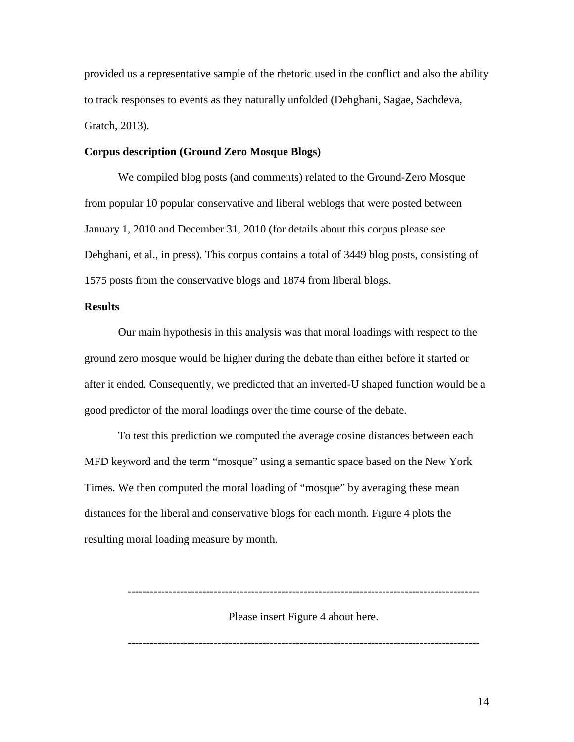provided us a representative sample of the rhetoric used in the conflict and also the ability to track responses to events as they naturally unfolded (Dehghani, Sagae, Sachdeva, Gratch, 2013).

**Corpus description (Ground Zero Mosque Blogs)**

We compiled blog posts (and comments) related to the Ground-Zero Mosque from popular 10 popular conservative and liberal weblogs that were posted between January 1, 2010 and December 31, 2010 (for details about this corpus please see Dehghani, et al., in press). This corpus contains a total of 3449 blog posts, consisting of 1575 posts from the conservative blogs and 1874 from liberal blogs.

**Results**

Our main hypothesis in this analysis was that moral loadings with respect to the ground zero mosque would be higher during the debate than either before it started or after it ended. Consequently, we predicted that an inverted-U shaped function would be a good predictor of the moral loadings over the time course of the debate.

To test this prediction we computed the average cosine distances between each MFD keyword and the term "mosque" using a semantic space based on the New York Times. We then computed the moral loading of "mosque" by averaging these mean distances for the liberal and conservative blogs for each month. Figure 4 plots the resulting moral loading measure by month.

---------------------------------------------------------------------------------------------

Please insert Figure 4 about here.

---------------------------------------------------------------------------------------------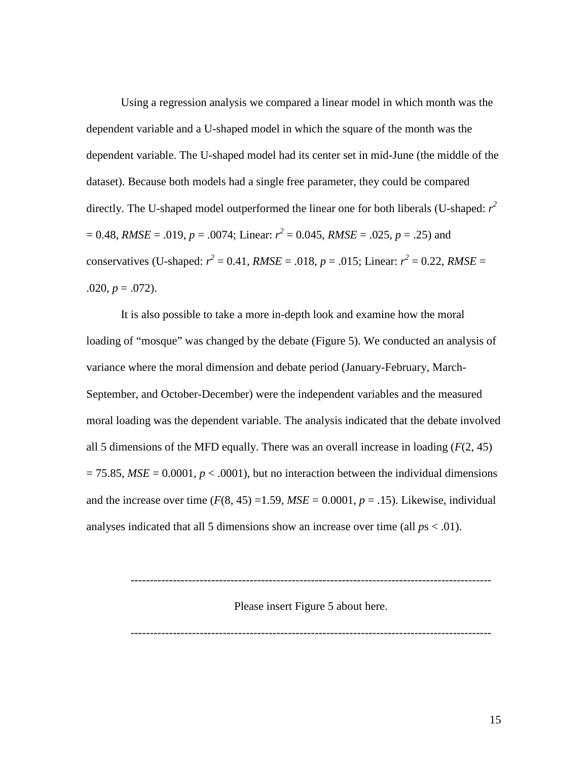Using a regression analysis we compared a linear model in which month was the dependent variable and a U-shaped model in which the square of the month was the dependent variable. The U-shaped model had its center set in mid-June (the middle of the dataset). Because both models had a single free parameter, they could be compared directly. The U-shaped model outperformed the linear one for both liberals (U-shaped: $r^2 = 0.48$, $RMSE = .019$, $p = .0074$; Linear: $r^2 = 0.045$, $RMSE = .025$, $p = .25$) and conservatives (U-shaped: $r^2 = 0.41$, $RMSE = .018$, $p = .015$; Linear: $r^2 = 0.22$, $RMSE = .020$, $p = .072$).

It is also possible to take a more in-depth look and examine how the moral loading of "mosque" was changed by the debate (Figure 5). We conducted an analysis of variance where the moral dimension and debate period (January-February, March-September, and October-December) were the independent variables and the measured moral loading was the dependent variable. The analysis indicated that the debate involved all 5 dimensions of the MFD equally. There was an overall increase in loading ($F(2, 45) = 75.85$, $MSE = 0.0001$, $p < .0001$), but no interaction between the individual dimensions and the increase over time ($F(8, 45) = 1.59$, $MSE = 0.0001$, $p = .15$). Likewise, individual analyses indicated that all 5 dimensions show an increase over time (all $p$s $< .01$).

---

Please insert Figure 5 about here.

---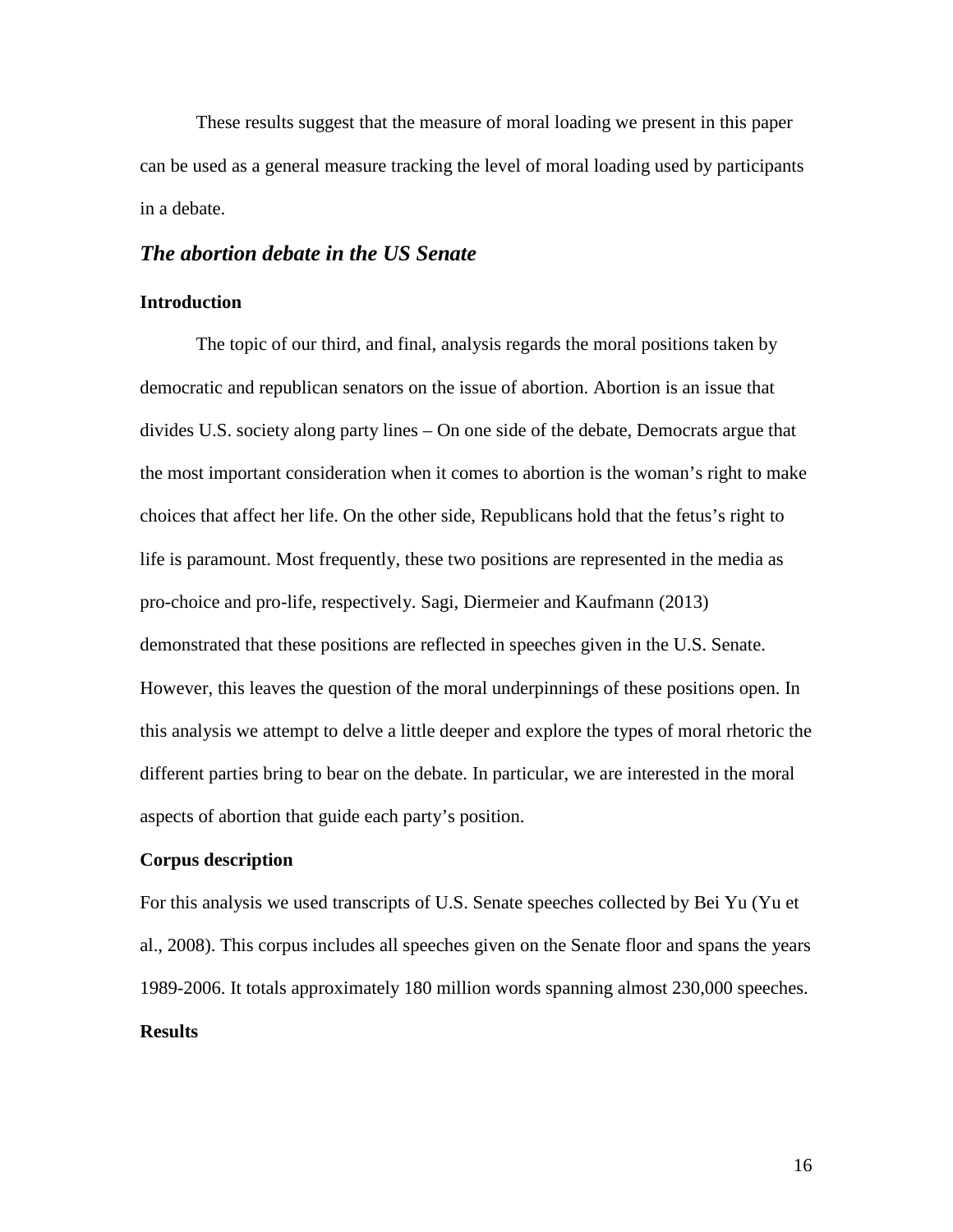These results suggest that the measure of moral loading we present in this paper can be used as a general measure tracking the level of moral loading used by participants in a debate.

## *The abortion debate in the US Senate*

### Introduction

The topic of our third, and final, analysis regards the moral positions taken by democratic and republican senators on the issue of abortion. Abortion is an issue that divides U.S. society along party lines – On one side of the debate, Democrats argue that the most important consideration when it comes to abortion is the woman's right to make choices that affect her life. On the other side, Republicans hold that the fetus's right to life is paramount. Most frequently, these two positions are represented in the media as pro-choice and pro-life, respectively. Sagi, Diermeier and Kaufmann (2013) demonstrated that these positions are reflected in speeches given in the U.S. Senate. However, this leaves the question of the moral underpinnings of these positions open. In this analysis we attempt to delve a little deeper and explore the types of moral rhetoric the different parties bring to bear on the debate. In particular, we are interested in the moral aspects of abortion that guide each party's position.

### Corpus description

For this analysis we used transcripts of U.S. Senate speeches collected by Bei Yu (Yu et al., 2008). This corpus includes all speeches given on the Senate floor and spans the years 1989-2006. It totals approximately 180 million words spanning almost 230,000 speeches.

### Results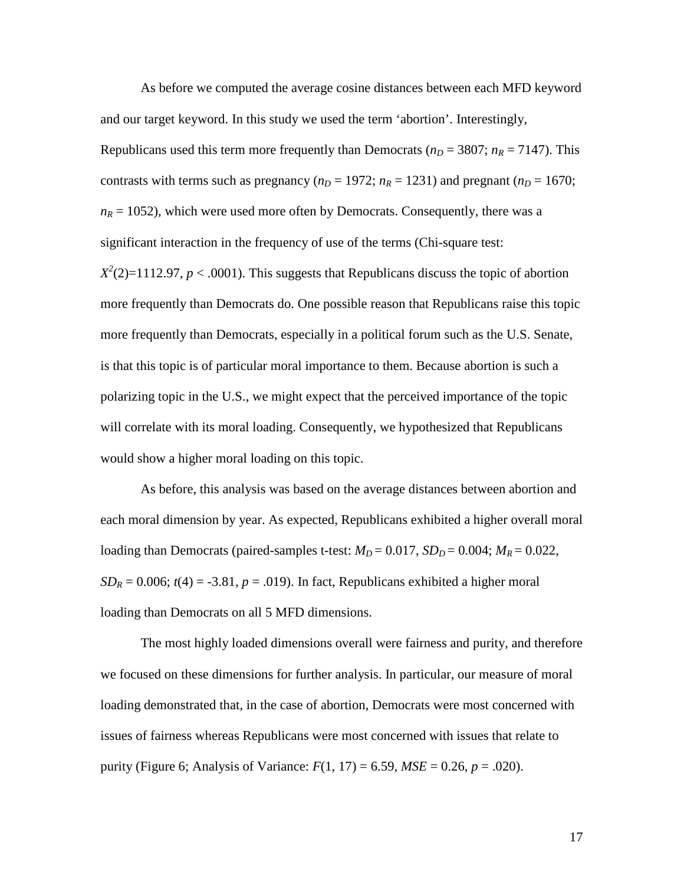As before we computed the average cosine distances between each MFD keyword and our target keyword. In this study we used the term 'abortion'. Interestingly, Republicans used this term more frequently than Democrats ($n_D$ = 3807; $n_R$ = 7147). This contrasts with terms such as pregnancy ($n_D$ = 1972; $n_R$ = 1231) and pregnant ($n_D$ = 1670; $n_R$ = 1052), which were used more often by Democrats. Consequently, there was a significant interaction in the frequency of use of the terms (Chi-square test: $X^2(2)$=1112.97, $p$ < .0001). This suggests that Republicans discuss the topic of abortion more frequently than Democrats do. One possible reason that Republicans raise this topic more frequently than Democrats, especially in a political forum such as the U.S. Senate, is that this topic is of particular moral importance to them. Because abortion is such a polarizing topic in the U.S., we might expect that the perceived importance of the topic will correlate with its moral loading. Consequently, we hypothesized that Republicans would show a higher moral loading on this topic.

As before, this analysis was based on the average distances between abortion and each moral dimension by year. As expected, Republicans exhibited a higher overall moral loading than Democrats (paired-samples t-test: $M_D$ = 0.017, $SD_D$ = 0.004; $M_R$ = 0.022, $SD_R$ = 0.006; $t(4)$ = -3.81, $p$ = .019). In fact, Republicans exhibited a higher moral loading than Democrats on all 5 MFD dimensions.

The most highly loaded dimensions overall were fairness and purity, and therefore we focused on these dimensions for further analysis. In particular, our measure of moral loading demonstrated that, in the case of abortion, Democrats were most concerned with issues of fairness whereas Republicans were most concerned with issues that relate to purity (Figure 6; Analysis of Variance: $F(1, 17)$ = 6.59, $MSE$ = 0.26, $p$ = .020).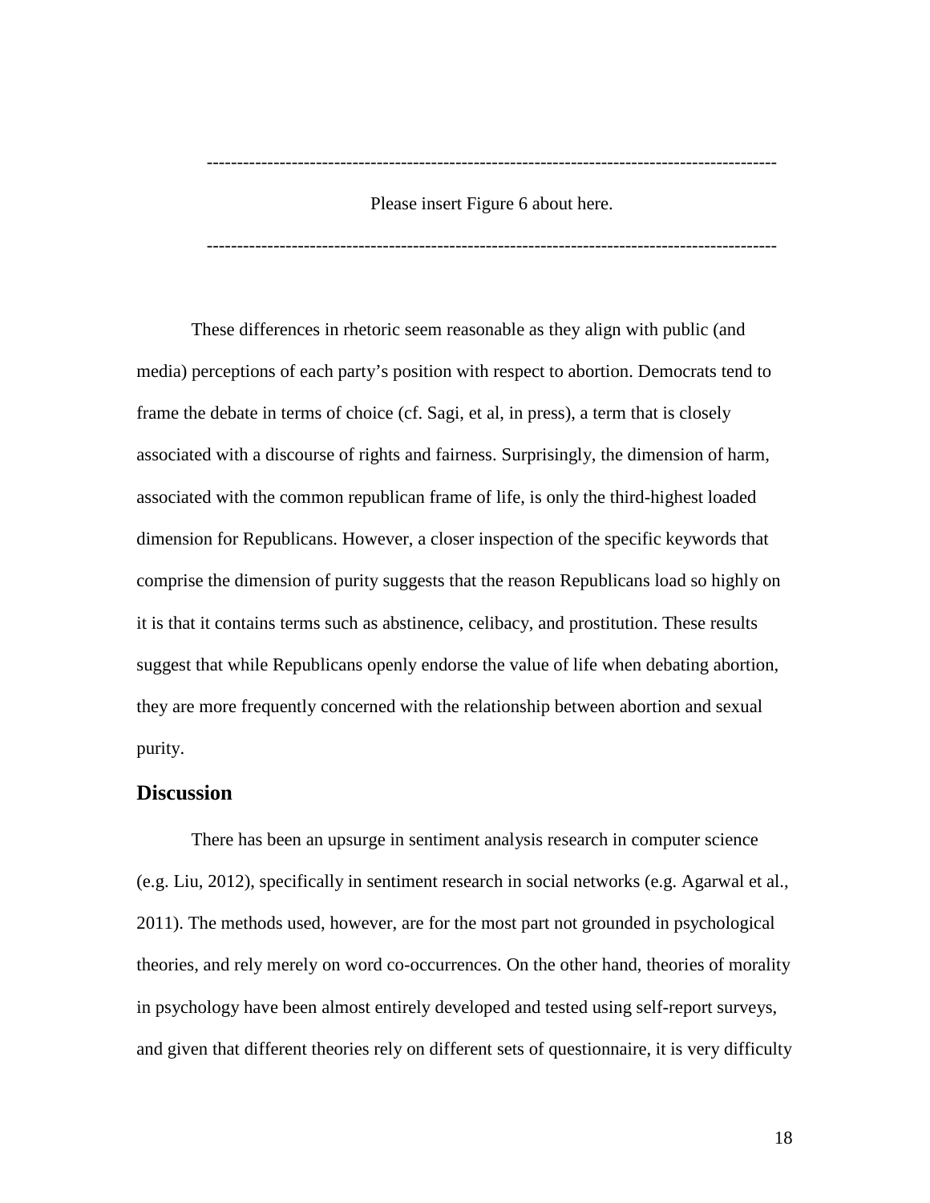---------------------------------------------------------------------------------------------

Please insert Figure 6 about here.

---------------------------------------------------------------------------------------------

These differences in rhetoric seem reasonable as they align with public (and media) perceptions of each party's position with respect to abortion. Democrats tend to frame the debate in terms of choice (cf. Sagi, et al, in press), a term that is closely associated with a discourse of rights and fairness. Surprisingly, the dimension of harm, associated with the common republican frame of life, is only the third-highest loaded dimension for Republicans. However, a closer inspection of the specific keywords that comprise the dimension of purity suggests that the reason Republicans load so highly on it is that it contains terms such as abstinence, celibacy, and prostitution. These results suggest that while Republicans openly endorse the value of life when debating abortion, they are more frequently concerned with the relationship between abortion and sexual purity.

## Discussion

There has been an upsurge in sentiment analysis research in computer science (e.g. Liu, 2012), specifically in sentiment research in social networks (e.g. Agarwal et al., 2011). The methods used, however, are for the most part not grounded in psychological theories, and rely merely on word co-occurrences. On the other hand, theories of morality in psychology have been almost entirely developed and tested using self-report surveys, and given that different theories rely on different sets of questionnaire, it is very difficulty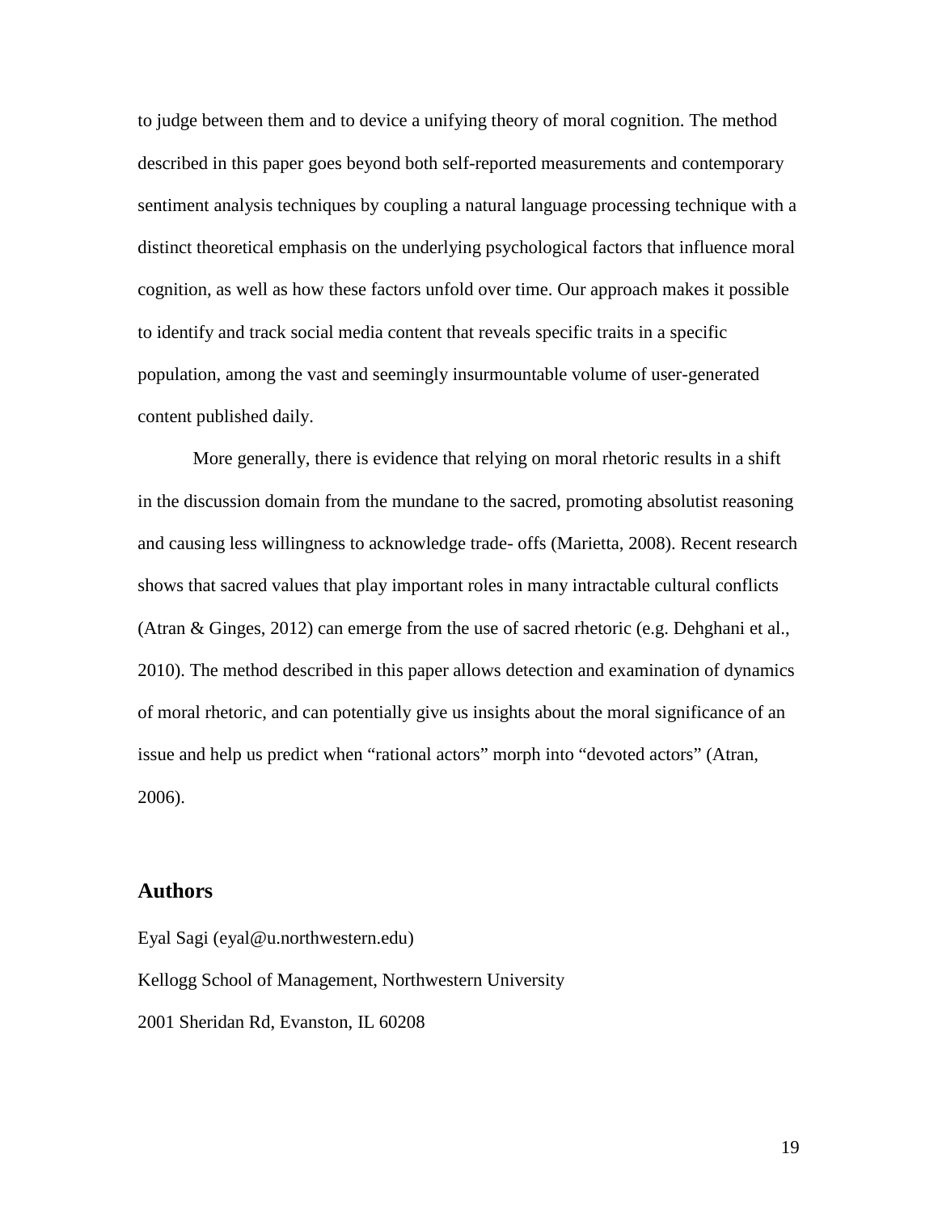to judge between them and to device a unifying theory of moral cognition. The method described in this paper goes beyond both self-reported measurements and contemporary sentiment analysis techniques by coupling a natural language processing technique with a distinct theoretical emphasis on the underlying psychological factors that influence moral cognition, as well as how these factors unfold over time. Our approach makes it possible to identify and track social media content that reveals specific traits in a specific population, among the vast and seemingly insurmountable volume of user-generated content published daily.

More generally, there is evidence that relying on moral rhetoric results in a shift in the discussion domain from the mundane to the sacred, promoting absolutist reasoning and causing less willingness to acknowledge trade- offs (Marietta, 2008). Recent research shows that sacred values that play important roles in many intractable cultural conflicts (Atran & Ginges, 2012) can emerge from the use of sacred rhetoric (e.g. Dehghani et al., 2010). The method described in this paper allows detection and examination of dynamics of moral rhetoric, and can potentially give us insights about the moral significance of an issue and help us predict when “rational actors” morph into “devoted actors” (Atran, 2006).

## Authors

Eyal Sagi (eyal@u.northwestern.edu)

Kellogg School of Management, Northwestern University

2001 Sheridan Rd, Evanston, IL 60208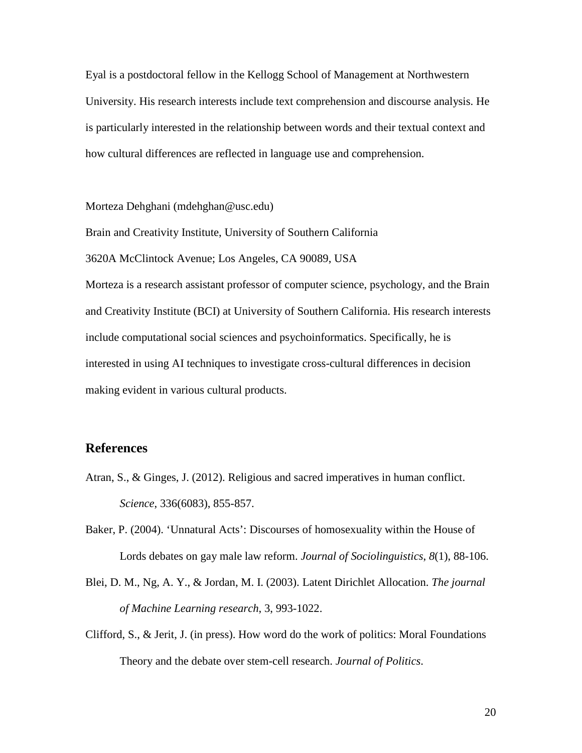Eyal is a postdoctoral fellow in the Kellogg School of Management at Northwestern University. His research interests include text comprehension and discourse analysis. He is particularly interested in the relationship between words and their textual context and how cultural differences are reflected in language use and comprehension.

Morteza Dehghani (mdehghan@usc.edu)

Brain and Creativity Institute, University of Southern California

3620A McClintock Avenue; Los Angeles, CA 90089, USA

Morteza is a research assistant professor of computer science, psychology, and the Brain and Creativity Institute (BCI) at University of Southern California. His research interests include computational social sciences and psychoinformatics. Specifically, he is interested in using AI techniques to investigate cross-cultural differences in decision making evident in various cultural products.

## References

Atran, S., & Ginges, J. (2012). Religious and sacred imperatives in human conflict. *Science*, 336(6083), 855-857.

Baker, P. (2004). 'Unnatural Acts': Discourses of homosexuality within the House of Lords debates on gay male law reform. *Journal of Sociolinguistics*, *8*(1), 88-106.

Blei, D. M., Ng, A. Y., & Jordan, M. I. (2003). Latent Dirichlet Allocation. *The journal of Machine Learning research*, 3, 993-1022.

Clifford, S., & Jerit, J. (in press). How word do the work of politics: Moral Foundations Theory and the debate over stem-cell research. *Journal of Politics*.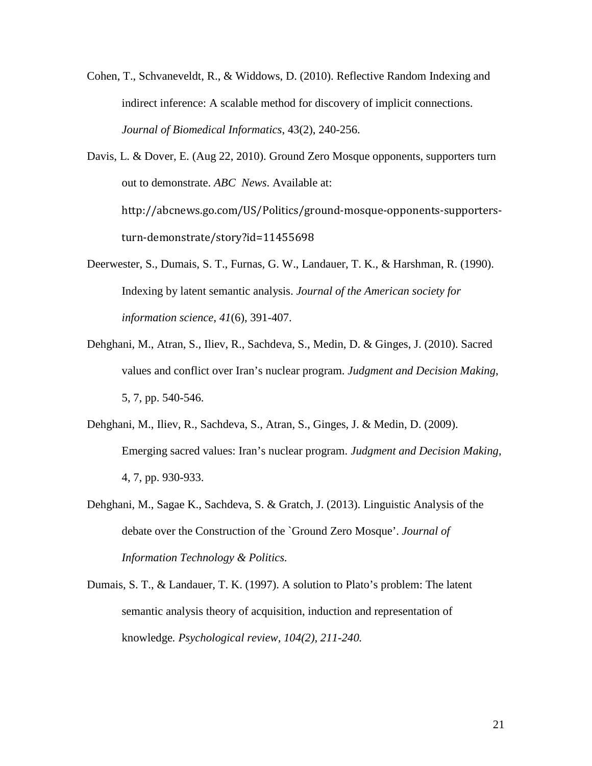Cohen, T., Schvaneveldt, R., & Widdows, D. (2010). Reflective Random Indexing and indirect inference: A scalable method for discovery of implicit connections. *Journal of Biomedical Informatics*, 43(2), 240-256.

Davis, L. & Dover, E. (Aug 22, 2010). Ground Zero Mosque opponents, supporters turn out to demonstrate. *ABC News*. Available at: http://abcnews.go.com/US/Politics/ground-mosque-opponents-supporters-turn-demonstrate/story?id=11455698

Deerwester, S., Dumais, S. T., Furnas, G. W., Landauer, T. K., & Harshman, R. (1990). Indexing by latent semantic analysis. *Journal of the American society for information science*, *41*(6), 391-407.

Dehghani, M., Atran, S., Iliev, R., Sachdeva, S., Medin, D. & Ginges, J. (2010). Sacred values and conflict over Iran's nuclear program. *Judgment and Decision Making*, 5, 7, pp. 540-546.

Dehghani, M., Iliev, R., Sachdeva, S., Atran, S., Ginges, J. & Medin, D. (2009). Emerging sacred values: Iran's nuclear program. *Judgment and Decision Making*, 4, 7, pp. 930-933.

Dehghani, M., Sagae K., Sachdeva, S. & Gratch, J. (2013). Linguistic Analysis of the debate over the Construction of the `Ground Zero Mosque'. *Journal of Information Technology & Politics.*

Dumais, S. T., & Landauer, T. K. (1997). A solution to Plato's problem: The latent semantic analysis theory of acquisition, induction and representation of knowledge*. Psychological review, 104(2), 211-240.*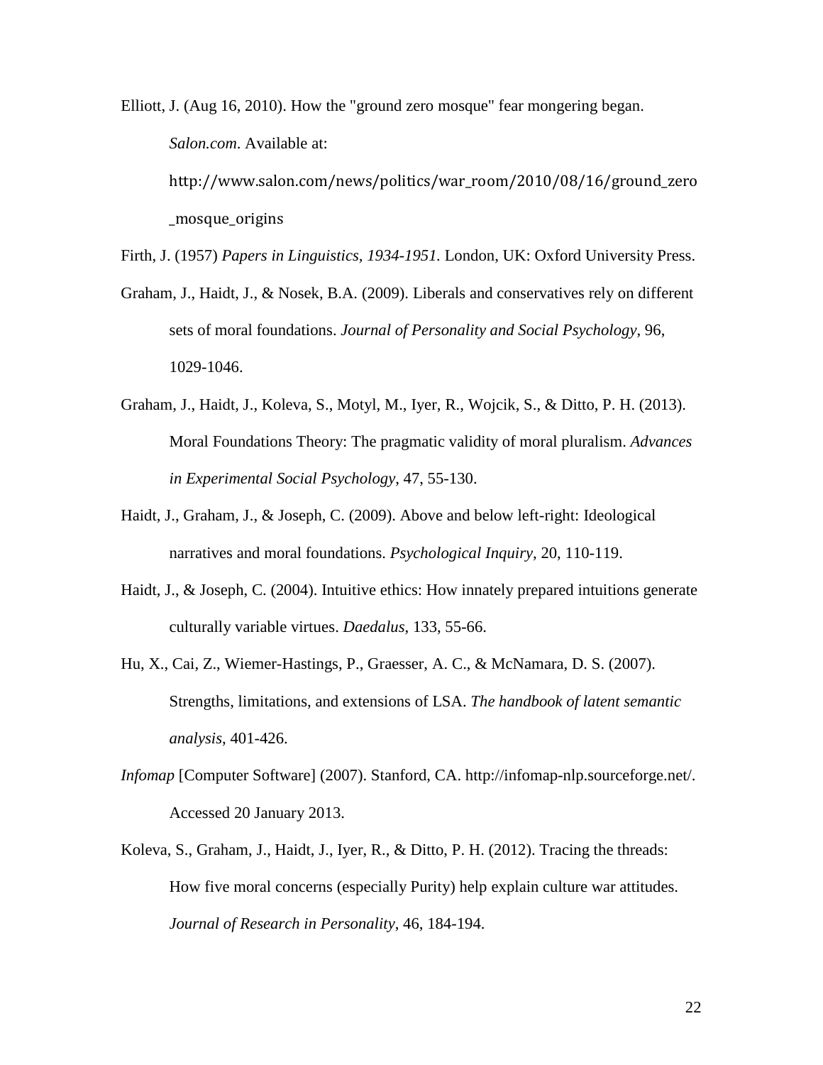Elliott, J. (Aug 16, 2010). How the "ground zero mosque" fear mongering began. *Salon.com*. Available at: http://www.salon.com/news/politics/war_room/2010/08/16/ground_zero_mosque_origins

Firth, J. (1957) *Papers in Linguistics, 1934-1951.* London, UK: Oxford University Press.

Graham, J., Haidt, J., & Nosek, B.A. (2009). Liberals and conservatives rely on different sets of moral foundations. *Journal of Personality and Social Psychology*, 96, 1029-1046.

Graham, J., Haidt, J., Koleva, S., Motyl, M., Iyer, R., Wojcik, S., & Ditto, P. H. (2013). Moral Foundations Theory: The pragmatic validity of moral pluralism. *Advances in Experimental Social Psychology*, 47, 55-130.

Haidt, J., Graham, J., & Joseph, C. (2009). Above and below left-right: Ideological narratives and moral foundations. *Psychological Inquiry*, 20, 110-119.

Haidt, J., & Joseph, C. (2004). Intuitive ethics: How innately prepared intuitions generate culturally variable virtues. *Daedalus*, 133, 55-66.

Hu, X., Cai, Z., Wiemer-Hastings, P., Graesser, A. C., & McNamara, D. S. (2007). Strengths, limitations, and extensions of LSA. *The handbook of latent semantic analysis*, 401-426.

*Infomap* [Computer Software] (2007). Stanford, CA. http://infomap-nlp.sourceforge.net/. Accessed 20 January 2013.

Koleva, S., Graham, J., Haidt, J., Iyer, R., & Ditto, P. H. (2012). Tracing the threads: How five moral concerns (especially Purity) help explain culture war attitudes. *Journal of Research in Personality*, 46, 184-194.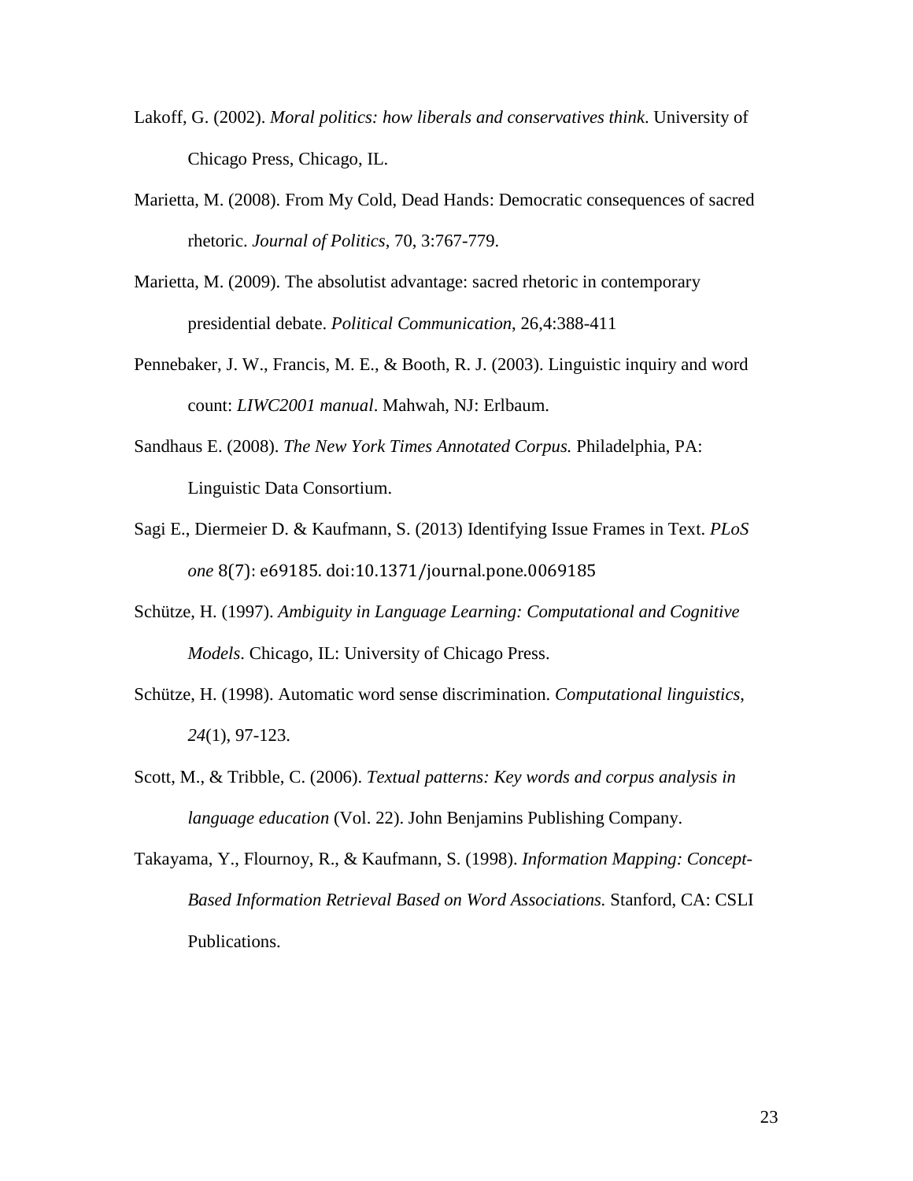Lakoff, G. (2002). *Moral politics: how liberals and conservatives think*. University of Chicago Press, Chicago, IL.

Marietta, M. (2008). From My Cold, Dead Hands: Democratic consequences of sacred rhetoric. *Journal of Politics*, 70, 3:767-779.

Marietta, M. (2009). The absolutist advantage: sacred rhetoric in contemporary presidential debate. *Political Communication*, 26,4:388-411

Pennebaker, J. W., Francis, M. E., & Booth, R. J. (2003). Linguistic inquiry and word count: *LIWC2001 manual*. Mahwah, NJ: Erlbaum.

Sandhaus E. (2008). *The New York Times Annotated Corpus.* Philadelphia, PA: Linguistic Data Consortium.

Sagi E., Diermeier D. & Kaufmann, S. (2013) Identifying Issue Frames in Text. *PLoS one* 8(7): e69185. doi:10.1371/journal.pone.0069185

Schütze, H. (1997). *Ambiguity in Language Learning: Computational and Cognitive Models*. Chicago, IL: University of Chicago Press.

Schütze, H. (1998). Automatic word sense discrimination. *Computational linguistics*, *24*(1), 97-123.

Scott, M., & Tribble, C. (2006). *Textual patterns: Key words and corpus analysis in language education* (Vol. 22). John Benjamins Publishing Company.

Takayama, Y., Flournoy, R., & Kaufmann, S. (1998). *Information Mapping: Concept-Based Information Retrieval Based on Word Associations.* Stanford, CA: CSLI Publications.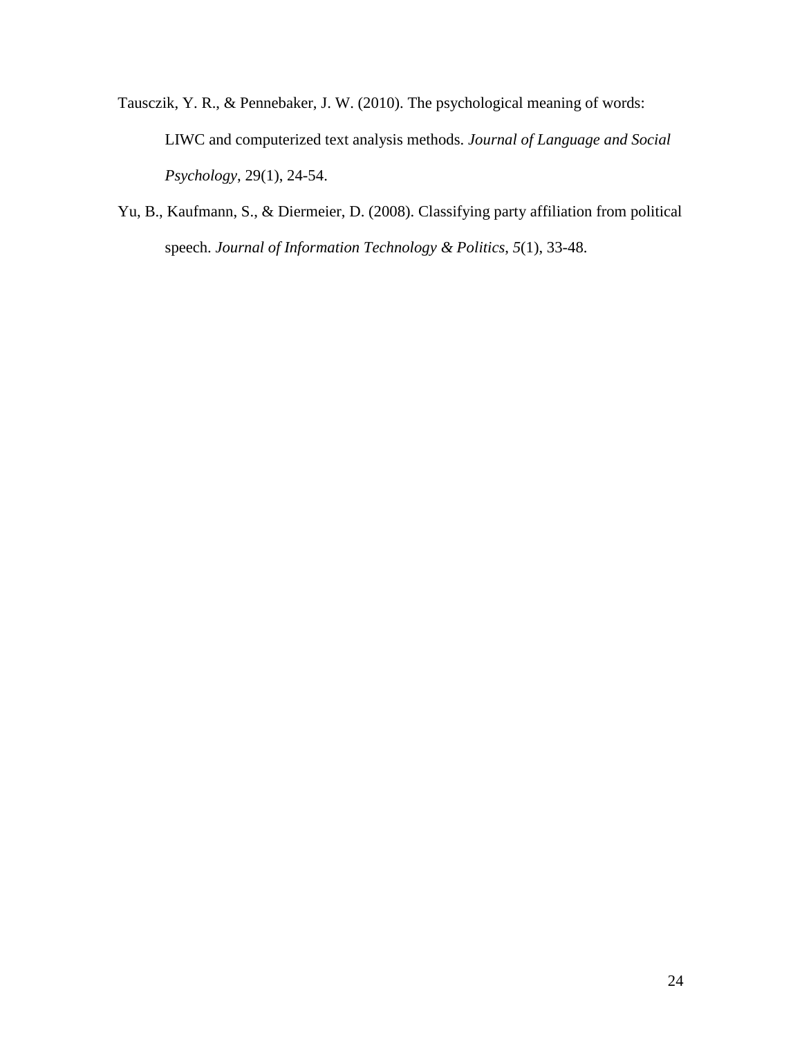Tausczik, Y. R., & Pennebaker, J. W. (2010). The psychological meaning of words: LIWC and computerized text analysis methods. *Journal of Language and Social Psychology*, 29(1), 24-54.

Yu, B., Kaufmann, S., & Diermeier, D. (2008). Classifying party affiliation from political speech. *Journal of Information Technology & Politics*, *5*(1), 33-48.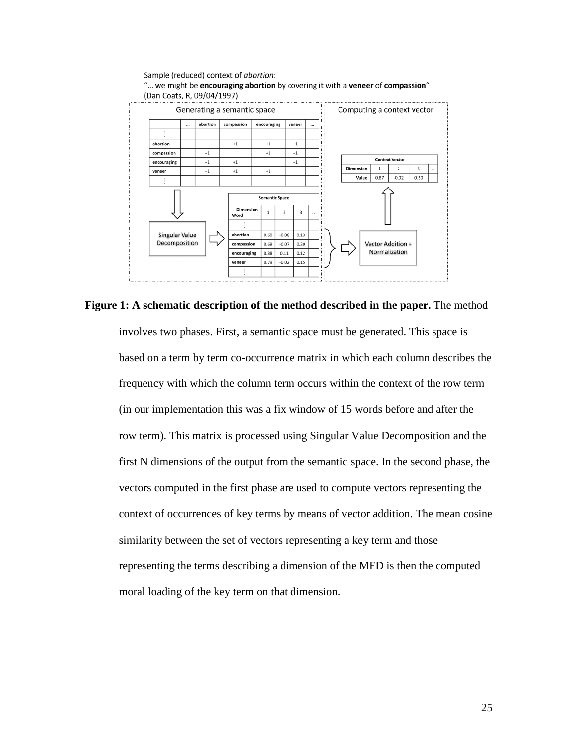Sample (reduced) context of *abortion*:
"… we might be **encouraging abortion** by covering it with a **veneer** of **compassion**"
(Dan Coats, R, 09/04/1997)

Generating a semantic space

| | … | abortion | compassion | encouraging | veneer | … |
|---|---|---|---|---|---|---|
| ⋮ | | | | | | |
| abortion | | | +1 | +1 | +1 | |
| compassion | | +1 | | +1 | +1 | |
| encouraging | | +1 | +1 | | +1 | |
| veneer | | +1 | +1 | +1 | | |
| ⋮ | | | | | | |

Singular Value Decomposition

| Semantic Space | | | | |
|---|---|---|---|---|
| Dimension / Word | 1 | 2 | 3 | .. |
| ⋮ | | | | |
| abortion | 0.60 | -0.08 | 0.13 | |
| compassion | 0.69 | -0.07 | 0.30 | |
| encouraging | 0.88 | 0.11 | 0.12 | |
| veneer | 0.79 | -0.02 | 0.15 | |
| ⋮ | | | | |

Computing a context vector

Vector Addition + Normalization

| Context Vector | | | | |
|---|---|---|---|---|
| Dimension | 1 | 2 | 3 | .. |
| Value | 0.87 | -0.02 | 0.20 | |

**Figure 1: A schematic description of the method described in the paper.** The method involves two phases. First, a semantic space must be generated. This space is based on a term by term co-occurrence matrix in which each column describes the frequency with which the column term occurs within the context of the row term (in our implementation this was a fix window of 15 words before and after the row term). This matrix is processed using Singular Value Decomposition and the first N dimensions of the output from the semantic space. In the second phase, the vectors computed in the first phase are used to compute vectors representing the context of occurrences of key terms by means of vector addition. The mean cosine similarity between the set of vectors representing a key term and those representing the terms describing a dimension of the MFD is then the computed moral loading of the key term on that dimension.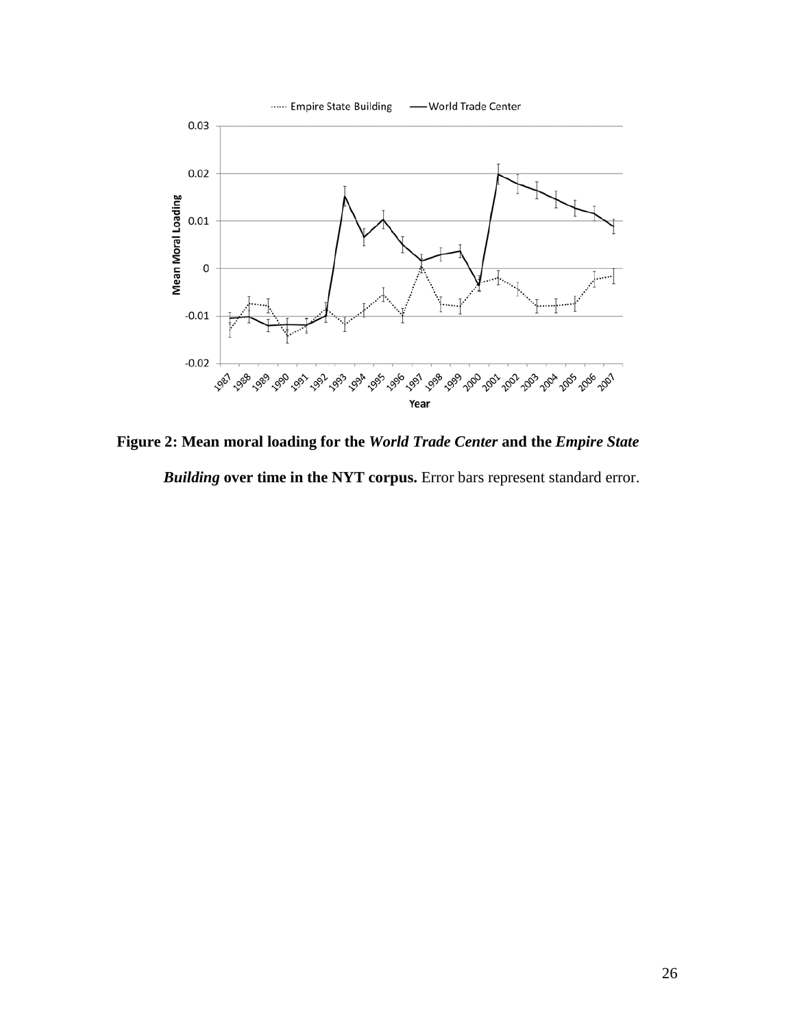**Figure 2: Mean moral loading for the *World Trade Center* and the *Empire State Building* over time in the NYT corpus.** Error bars represent standard error.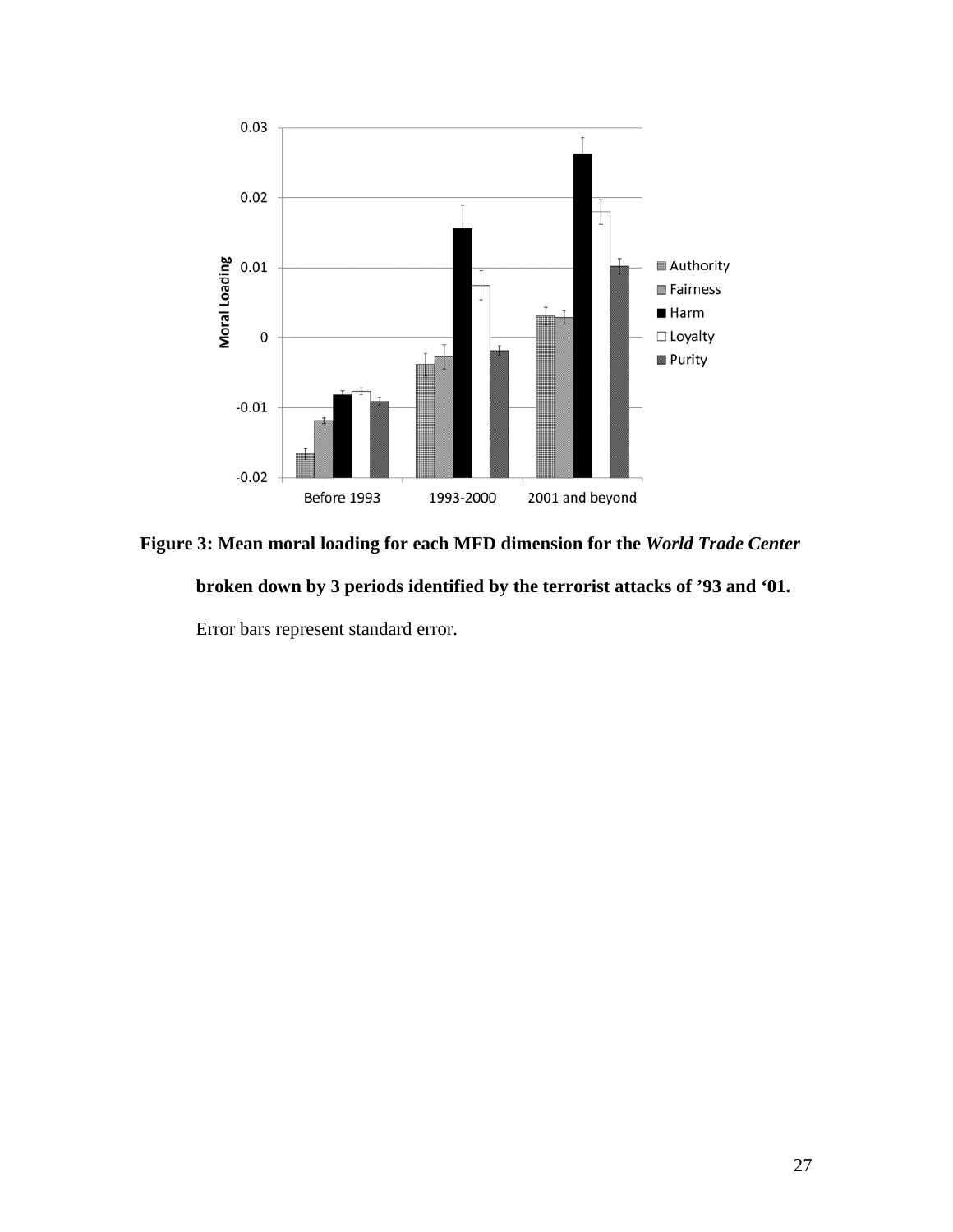**Figure 3: Mean moral loading for each MFD dimension for the *World Trade Center* broken down by 3 periods identified by the terrorist attacks of '93 and '01.**

Error bars represent standard error.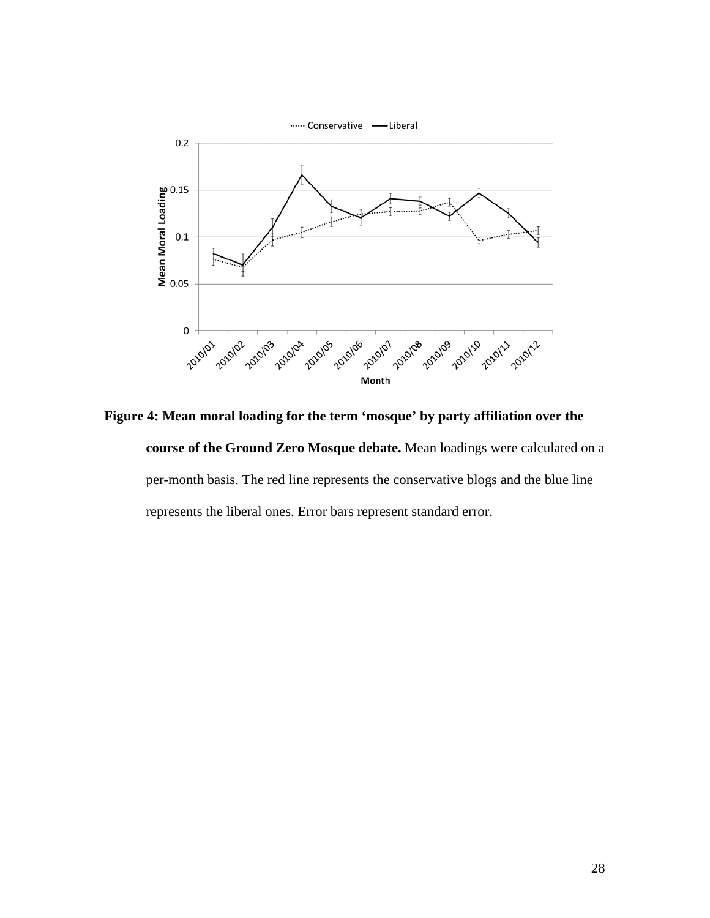**Figure 4: Mean moral loading for the term 'mosque' by party affiliation over the course of the Ground Zero Mosque debate.** Mean loadings were calculated on a per-month basis. The red line represents the conservative blogs and the blue line represents the liberal ones. Error bars represent standard error.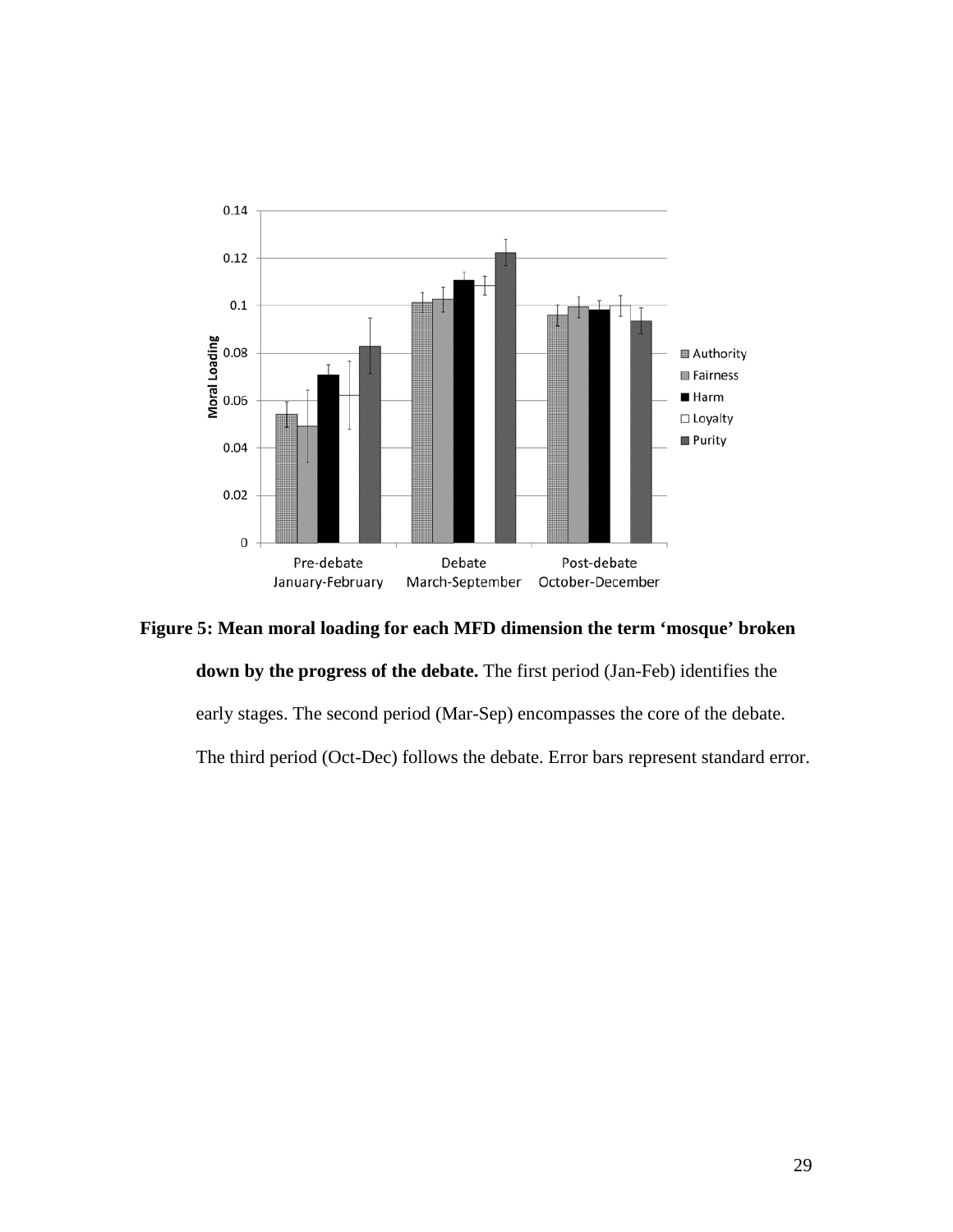**Figure 5: Mean moral loading for each MFD dimension the term 'mosque' broken down by the progress of the debate.** The first period (Jan-Feb) identifies the early stages. The second period (Mar-Sep) encompasses the core of the debate. The third period (Oct-Dec) follows the debate. Error bars represent standard error.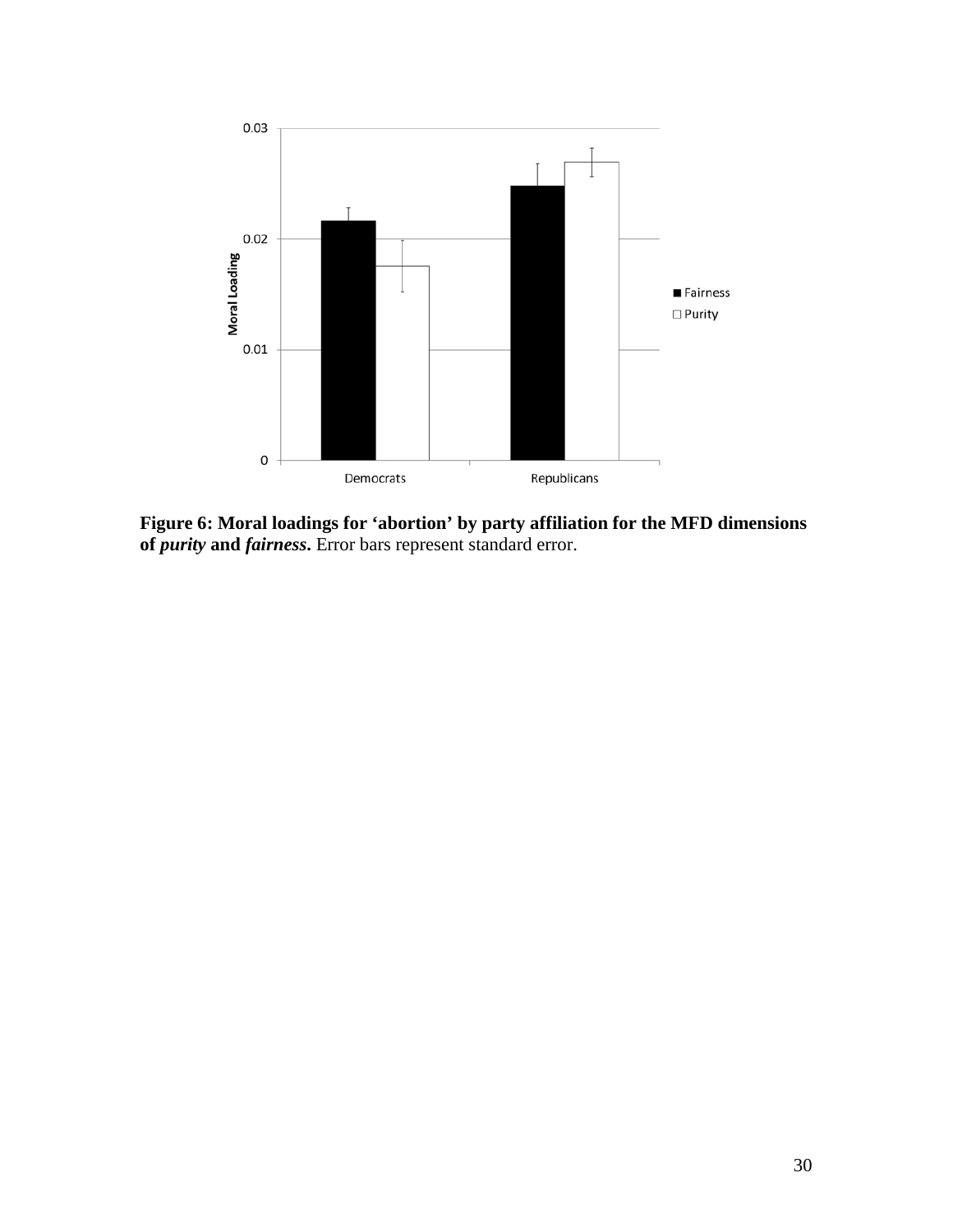0.03

0.02

0.01

0

Moral Loading

Democrats

Republicans

■ Fairness

□ Purity

**Figure 6: Moral loadings for 'abortion' by party affiliation for the MFD dimensions of *purity* and *fairness*.** Error bars represent standard error.